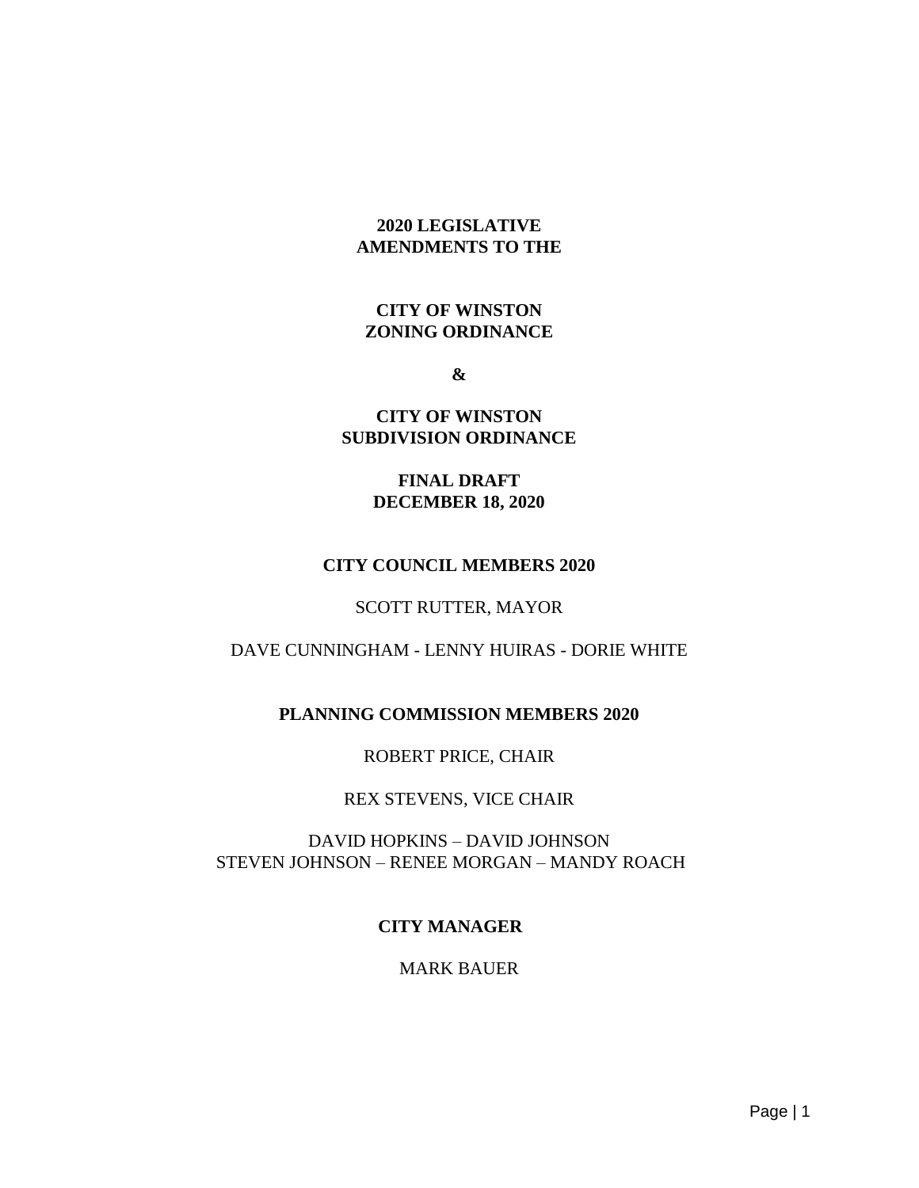**2020 LEGISLATIVE AMENDMENTS TO THE**

**CITY OF WINSTON ZONING ORDINANCE**

**&**

**CITY OF WINSTON SUBDIVISION ORDINANCE**

**FINAL DRAFT DECEMBER 18, 2020**

**CITY COUNCIL MEMBERS 2020**

SCOTT RUTTER, MAYOR

DAVE CUNNINGHAM - LENNY HUIRAS - DORIE WHITE

**PLANNING COMMISSION MEMBERS 2020**

ROBERT PRICE, CHAIR

REX STEVENS, VICE CHAIR

DAVID HOPKINS – DAVID JOHNSON
STEVEN JOHNSON – RENEE MORGAN – MANDY ROACH

**CITY MANAGER**

MARK BAUER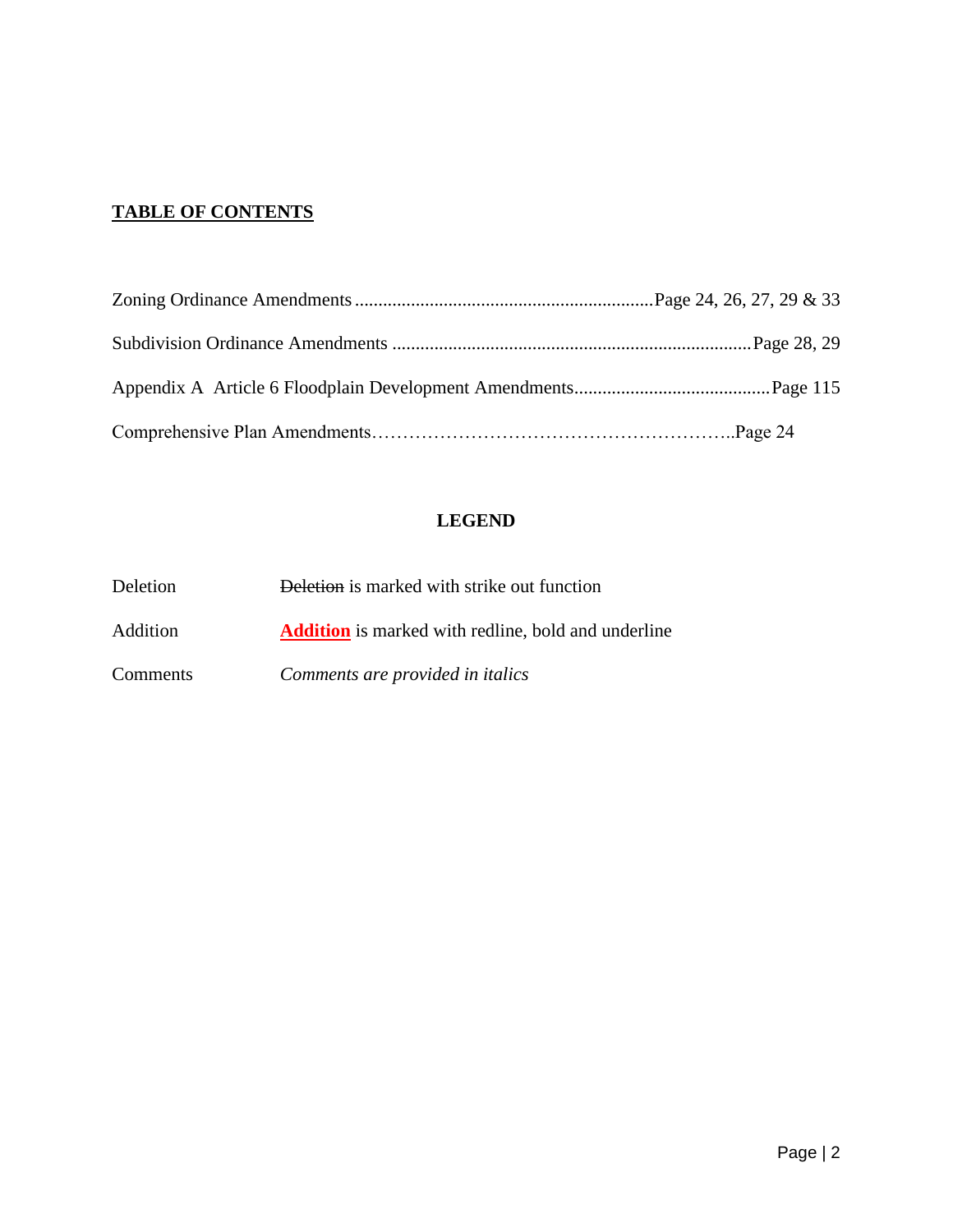## TABLE OF CONTENTS

Zoning Ordinance Amendments................................................................Page 24, 26, 27, 29 & 33

Subdivision Ordinance Amendments ............................................................................Page 28, 29

Appendix A Article 6 Floodplain Development Amendments..........................................Page 115

Comprehensive Plan Amendments…………………………………………………..Page 24

**LEGEND**

| | |
|---|---|
| Deletion | ~~Deletion~~ is marked with strike out function |
| Addition | **<u>Addition</u>** is marked with redline, bold and underline |
| Comments | *Comments are provided in italics* |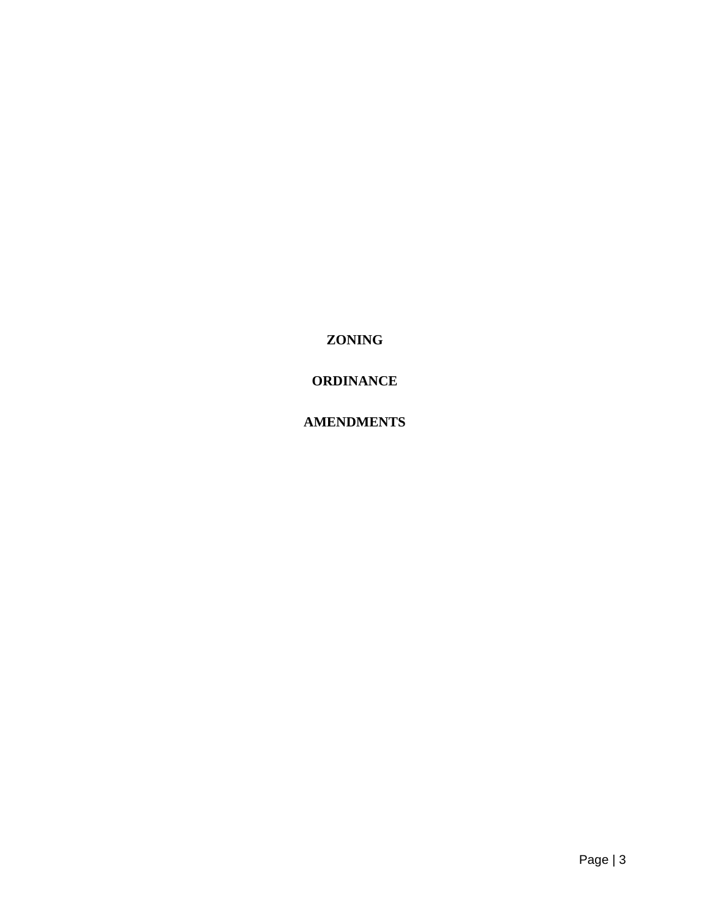**ZONING**

**ORDINANCE**

**AMENDMENTS**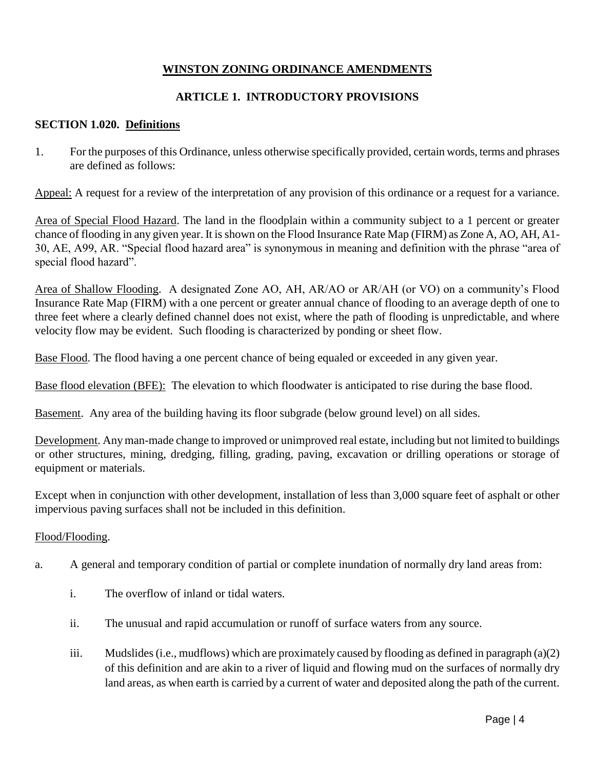# WINSTON ZONING ORDINANCE AMENDMENTS

## ARTICLE 1. INTRODUCTORY PROVISIONS

### SECTION 1.020. Definitions

1. For the purposes of this Ordinance, unless otherwise specifically provided, certain words, terms and phrases are defined as follows:

Appeal: A request for a review of the interpretation of any provision of this ordinance or a request for a variance.

Area of Special Flood Hazard. The land in the floodplain within a community subject to a 1 percent or greater chance of flooding in any given year. It is shown on the Flood Insurance Rate Map (FIRM) as Zone A, AO, AH, A1-30, AE, A99, AR. "Special flood hazard area" is synonymous in meaning and definition with the phrase "area of special flood hazard".

Area of Shallow Flooding. A designated Zone AO, AH, AR/AO or AR/AH (or VO) on a community's Flood Insurance Rate Map (FIRM) with a one percent or greater annual chance of flooding to an average depth of one to three feet where a clearly defined channel does not exist, where the path of flooding is unpredictable, and where velocity flow may be evident. Such flooding is characterized by ponding or sheet flow.

Base Flood. The flood having a one percent chance of being equaled or exceeded in any given year.

Base flood elevation (BFE): The elevation to which floodwater is anticipated to rise during the base flood.

Basement. Any area of the building having its floor subgrade (below ground level) on all sides.

Development. Any man-made change to improved or unimproved real estate, including but not limited to buildings or other structures, mining, dredging, filling, grading, paving, excavation or drilling operations or storage of equipment or materials.

Except when in conjunction with other development, installation of less than 3,000 square feet of asphalt or other impervious paving surfaces shall not be included in this definition.

Flood/Flooding.

a. A general and temporary condition of partial or complete inundation of normally dry land areas from:

   i. The overflow of inland or tidal waters.

   ii. The unusual and rapid accumulation or runoff of surface waters from any source.

   iii. Mudslides (i.e., mudflows) which are proximately caused by flooding as defined in paragraph (a)(2) of this definition and are akin to a river of liquid and flowing mud on the surfaces of normally dry land areas, as when earth is carried by a current of water and deposited along the path of the current.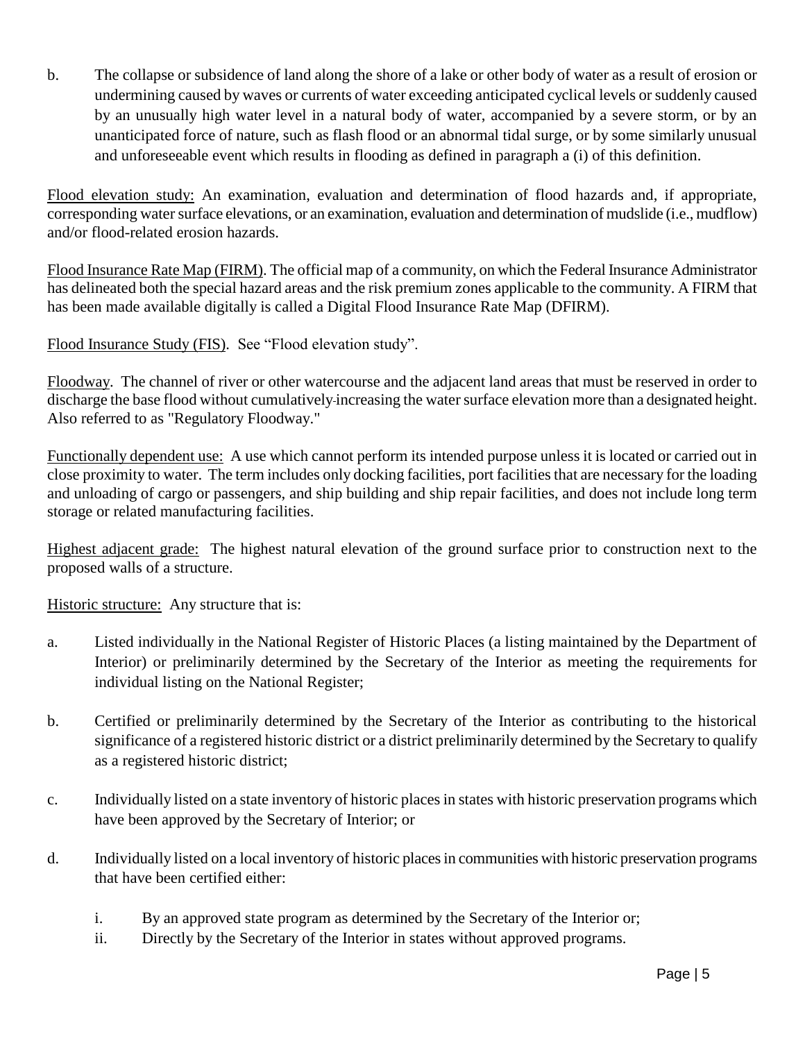b. The collapse or subsidence of land along the shore of a lake or other body of water as a result of erosion or undermining caused by waves or currents of water exceeding anticipated cyclical levels or suddenly caused by an unusually high water level in a natural body of water, accompanied by a severe storm, or by an unanticipated force of nature, such as flash flood or an abnormal tidal surge, or by some similarly unusual and unforeseeable event which results in flooding as defined in paragraph a (i) of this definition.

<u>Flood elevation study:</u> An examination, evaluation and determination of flood hazards and, if appropriate, corresponding water surface elevations, or an examination, evaluation and determination of mudslide (i.e., mudflow) and/or flood-related erosion hazards.

<u>Flood Insurance Rate Map (FIRM)</u>. The official map of a community, on which the Federal Insurance Administrator has delineated both the special hazard areas and the risk premium zones applicable to the community. A FIRM that has been made available digitally is called a Digital Flood Insurance Rate Map (DFIRM).

<u>Flood Insurance Study (FIS)</u>. See "Flood elevation study".

<u>Floodway</u>. The channel of river or other watercourse and the adjacent land areas that must be reserved in order to discharge the base flood without cumulatively increasing the water surface elevation more than a designated height. Also referred to as "Regulatory Floodway."

<u>Functionally dependent use:</u> A use which cannot perform its intended purpose unless it is located or carried out in close proximity to water. The term includes only docking facilities, port facilities that are necessary for the loading and unloading of cargo or passengers, and ship building and ship repair facilities, and does not include long term storage or related manufacturing facilities.

<u>Highest adjacent grade:</u> The highest natural elevation of the ground surface prior to construction next to the proposed walls of a structure.

<u>Historic structure:</u> Any structure that is:

a. Listed individually in the National Register of Historic Places (a listing maintained by the Department of Interior) or preliminarily determined by the Secretary of the Interior as meeting the requirements for individual listing on the National Register;

b. Certified or preliminarily determined by the Secretary of the Interior as contributing to the historical significance of a registered historic district or a district preliminarily determined by the Secretary to qualify as a registered historic district;

c. Individually listed on a state inventory of historic places in states with historic preservation programs which have been approved by the Secretary of Interior; or

d. Individually listed on a local inventory of historic places in communities with historic preservation programs that have been certified either:

    i. By an approved state program as determined by the Secretary of the Interior or;
    ii. Directly by the Secretary of the Interior in states without approved programs.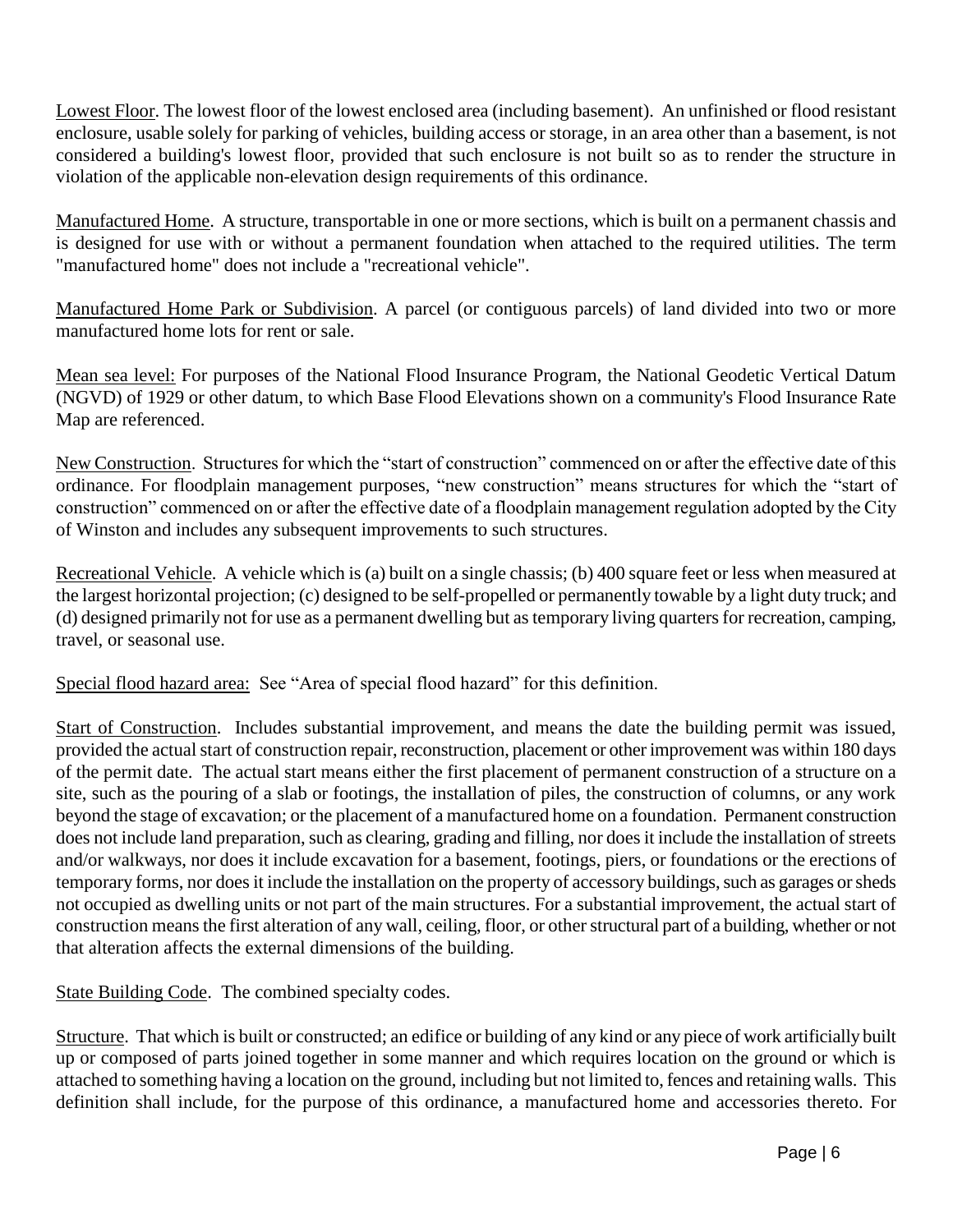Lowest Floor. The lowest floor of the lowest enclosed area (including basement). An unfinished or flood resistant enclosure, usable solely for parking of vehicles, building access or storage, in an area other than a basement, is not considered a building's lowest floor, provided that such enclosure is not built so as to render the structure in violation of the applicable non-elevation design requirements of this ordinance.

Manufactured Home. A structure, transportable in one or more sections, which is built on a permanent chassis and is designed for use with or without a permanent foundation when attached to the required utilities. The term "manufactured home" does not include a "recreational vehicle".

Manufactured Home Park or Subdivision. A parcel (or contiguous parcels) of land divided into two or more manufactured home lots for rent or sale.

Mean sea level: For purposes of the National Flood Insurance Program, the National Geodetic Vertical Datum (NGVD) of 1929 or other datum, to which Base Flood Elevations shown on a community's Flood Insurance Rate Map are referenced.

New Construction. Structures for which the "start of construction" commenced on or after the effective date of this ordinance. For floodplain management purposes, "new construction" means structures for which the "start of construction" commenced on or after the effective date of a floodplain management regulation adopted by the City of Winston and includes any subsequent improvements to such structures.

Recreational Vehicle. A vehicle which is (a) built on a single chassis; (b) 400 square feet or less when measured at the largest horizontal projection; (c) designed to be self-propelled or permanently towable by a light duty truck; and (d) designed primarily not for use as a permanent dwelling but as temporary living quarters for recreation, camping, travel, or seasonal use.

Special flood hazard area: See "Area of special flood hazard" for this definition.

Start of Construction. Includes substantial improvement, and means the date the building permit was issued, provided the actual start of construction repair, reconstruction, placement or other improvement was within 180 days of the permit date. The actual start means either the first placement of permanent construction of a structure on a site, such as the pouring of a slab or footings, the installation of piles, the construction of columns, or any work beyond the stage of excavation; or the placement of a manufactured home on a foundation. Permanent construction does not include land preparation, such as clearing, grading and filling, nor does it include the installation of streets and/or walkways, nor does it include excavation for a basement, footings, piers, or foundations or the erections of temporary forms, nor does it include the installation on the property of accessory buildings, such as garages or sheds not occupied as dwelling units or not part of the main structures. For a substantial improvement, the actual start of construction means the first alteration of any wall, ceiling, floor, or other structural part of a building, whether or not that alteration affects the external dimensions of the building.

State Building Code. The combined specialty codes.

Structure. That which is built or constructed; an edifice or building of any kind or any piece of work artificially built up or composed of parts joined together in some manner and which requires location on the ground or which is attached to something having a location on the ground, including but not limited to, fences and retaining walls. This definition shall include, for the purpose of this ordinance, a manufactured home and accessories thereto. For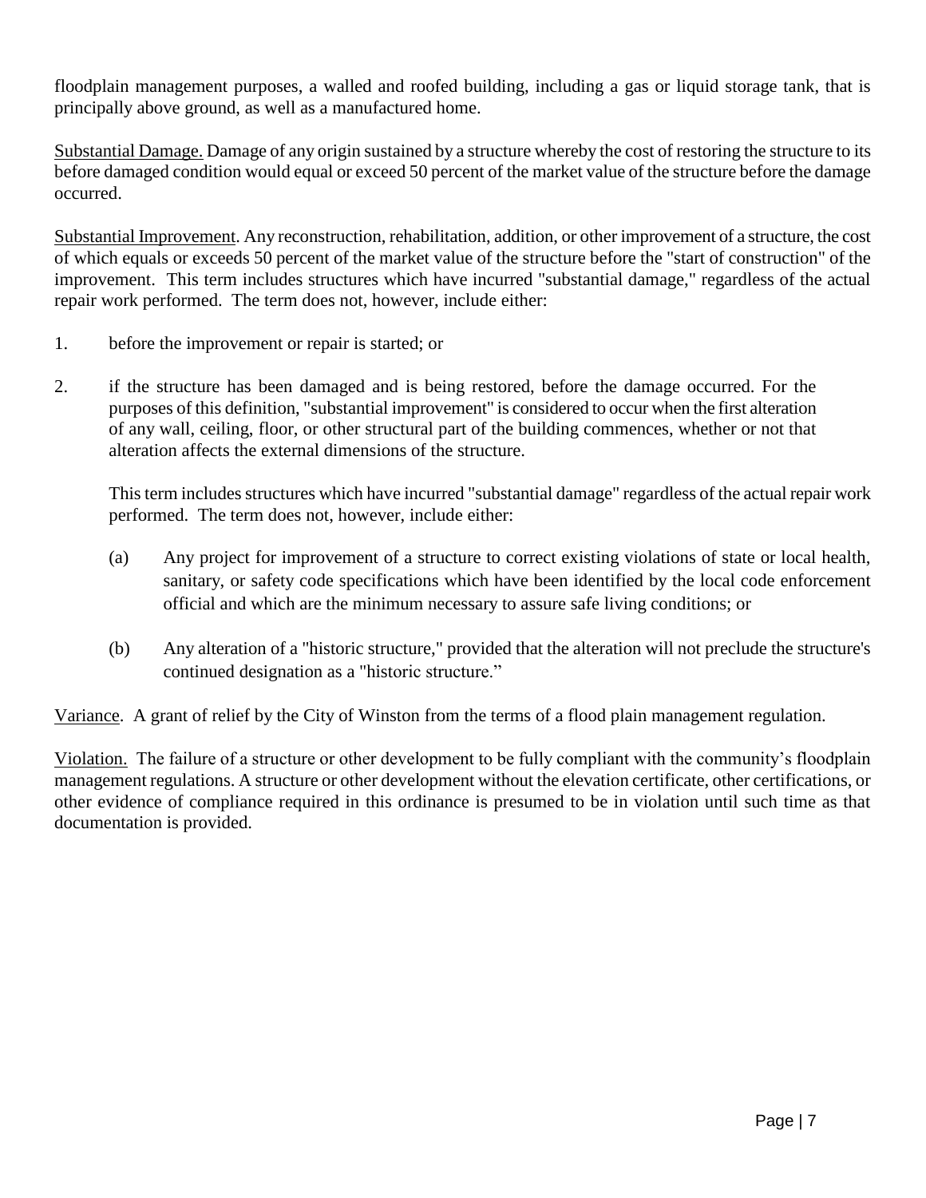floodplain management purposes, a walled and roofed building, including a gas or liquid storage tank, that is principally above ground, as well as a manufactured home.

<u>Substantial Damage.</u> Damage of any origin sustained by a structure whereby the cost of restoring the structure to its before damaged condition would equal or exceed 50 percent of the market value of the structure before the damage occurred.

<u>Substantial Improvement</u>. Any reconstruction, rehabilitation, addition, or other improvement of a structure, the cost of which equals or exceeds 50 percent of the market value of the structure before the "start of construction" of the improvement. This term includes structures which have incurred "substantial damage," regardless of the actual repair work performed. The term does not, however, include either:

1. before the improvement or repair is started; or

2. if the structure has been damaged and is being restored, before the damage occurred. For the purposes of this definition, "substantial improvement" is considered to occur when the first alteration of any wall, ceiling, floor, or other structural part of the building commences, whether or not that alteration affects the external dimensions of the structure.

   This term includes structures which have incurred "substantial damage" regardless of the actual repair work performed. The term does not, however, include either:

   (a) Any project for improvement of a structure to correct existing violations of state or local health, sanitary, or safety code specifications which have been identified by the local code enforcement official and which are the minimum necessary to assure safe living conditions; or

   (b) Any alteration of a "historic structure," provided that the alteration will not preclude the structure's continued designation as a "historic structure."

<u>Variance</u>. A grant of relief by the City of Winston from the terms of a flood plain management regulation.

<u>Violation.</u> The failure of a structure or other development to be fully compliant with the community's floodplain management regulations. A structure or other development without the elevation certificate, other certifications, or other evidence of compliance required in this ordinance is presumed to be in violation until such time as that documentation is provided.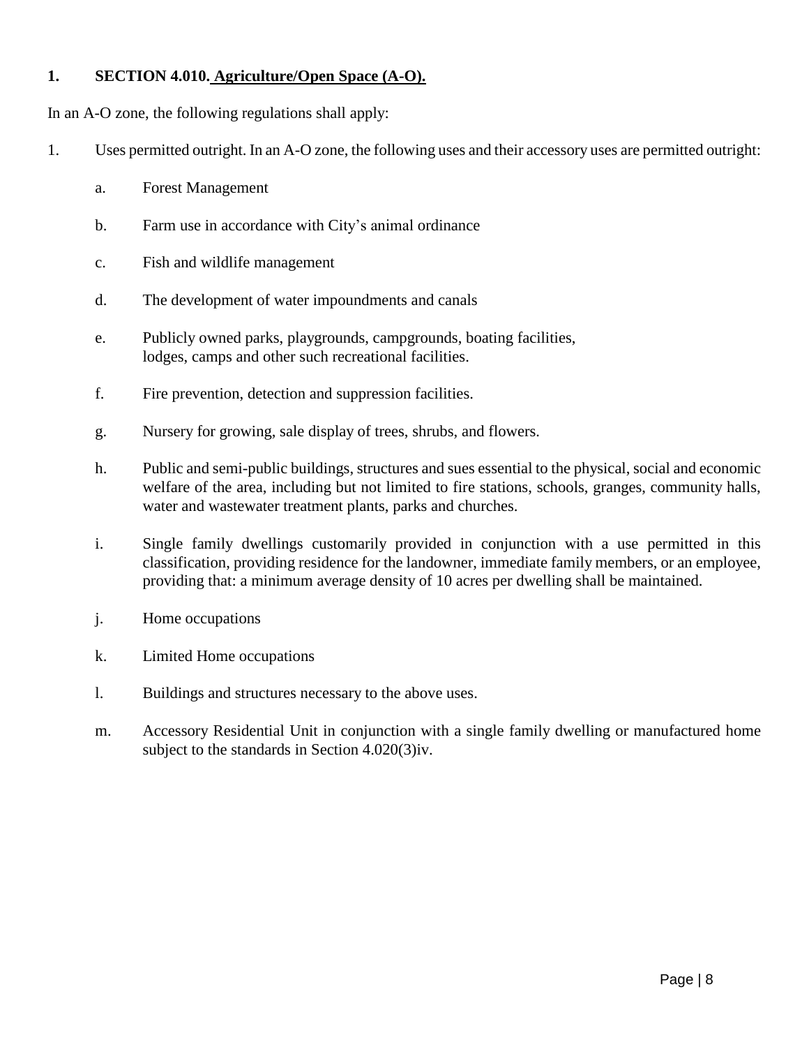## 1. SECTION 4.010. Agriculture/Open Space (A-O).

In an A-O zone, the following regulations shall apply:

1. Uses permitted outright. In an A-O zone, the following uses and their accessory uses are permitted outright:

    a. Forest Management

    b. Farm use in accordance with City's animal ordinance

    c. Fish and wildlife management

    d. The development of water impoundments and canals

    e. Publicly owned parks, playgrounds, campgrounds, boating facilities, lodges, camps and other such recreational facilities.

    f. Fire prevention, detection and suppression facilities.

    g. Nursery for growing, sale display of trees, shrubs, and flowers.

    h. Public and semi-public buildings, structures and sues essential to the physical, social and economic welfare of the area, including but not limited to fire stations, schools, granges, community halls, water and wastewater treatment plants, parks and churches.

    i. Single family dwellings customarily provided in conjunction with a use permitted in this classification, providing residence for the landowner, immediate family members, or an employee, providing that: a minimum average density of 10 acres per dwelling shall be maintained.

    j. Home occupations

    k. Limited Home occupations

    l. Buildings and structures necessary to the above uses.

    m. Accessory Residential Unit in conjunction with a single family dwelling or manufactured home subject to the standards in Section 4.020(3)iv.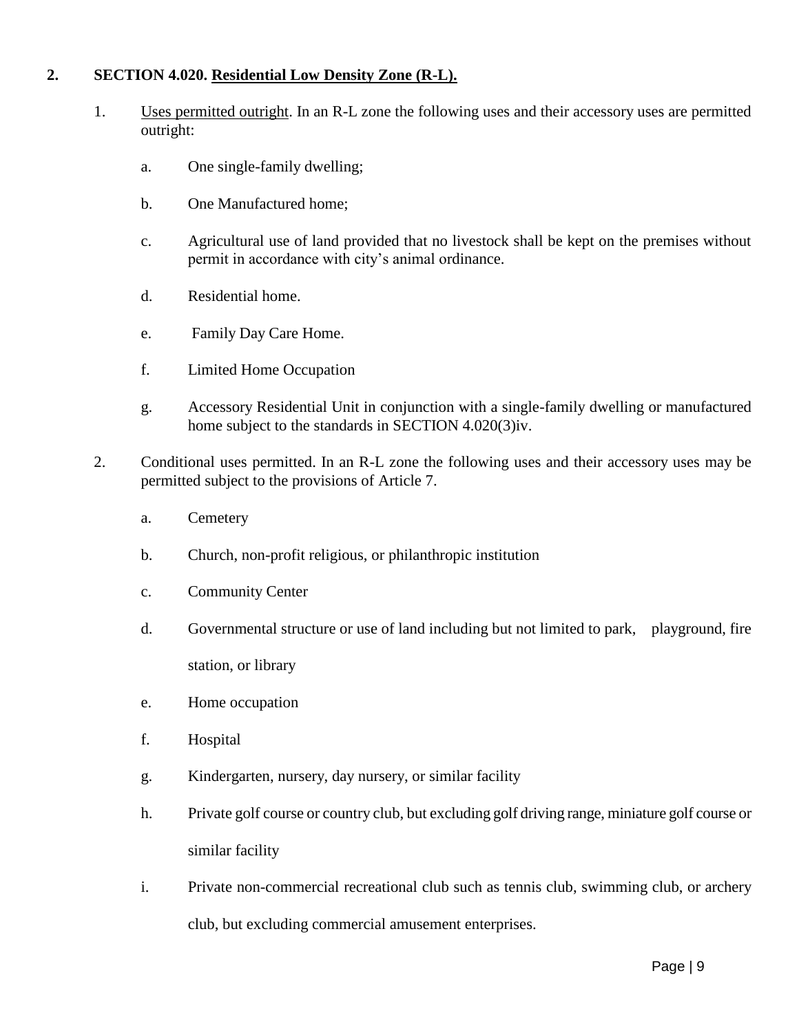## 2. SECTION 4.020. Residential Low Density Zone (R-L).

1. Uses permitted outright. In an R-L zone the following uses and their accessory uses are permitted outright:

   a. One single-family dwelling;

   b. One Manufactured home;

   c. Agricultural use of land provided that no livestock shall be kept on the premises without permit in accordance with city's animal ordinance.

   d. Residential home.

   e. Family Day Care Home.

   f. Limited Home Occupation

   g. Accessory Residential Unit in conjunction with a single-family dwelling or manufactured home subject to the standards in SECTION 4.020(3)iv.

2. Conditional uses permitted. In an R-L zone the following uses and their accessory uses may be permitted subject to the provisions of Article 7.

   a. Cemetery

   b. Church, non-profit religious, or philanthropic institution

   c. Community Center

   d. Governmental structure or use of land including but not limited to park, playground, fire station, or library

   e. Home occupation

   f. Hospital

   g. Kindergarten, nursery, day nursery, or similar facility

   h. Private golf course or country club, but excluding golf driving range, miniature golf course or similar facility

   i. Private non-commercial recreational club such as tennis club, swimming club, or archery club, but excluding commercial amusement enterprises.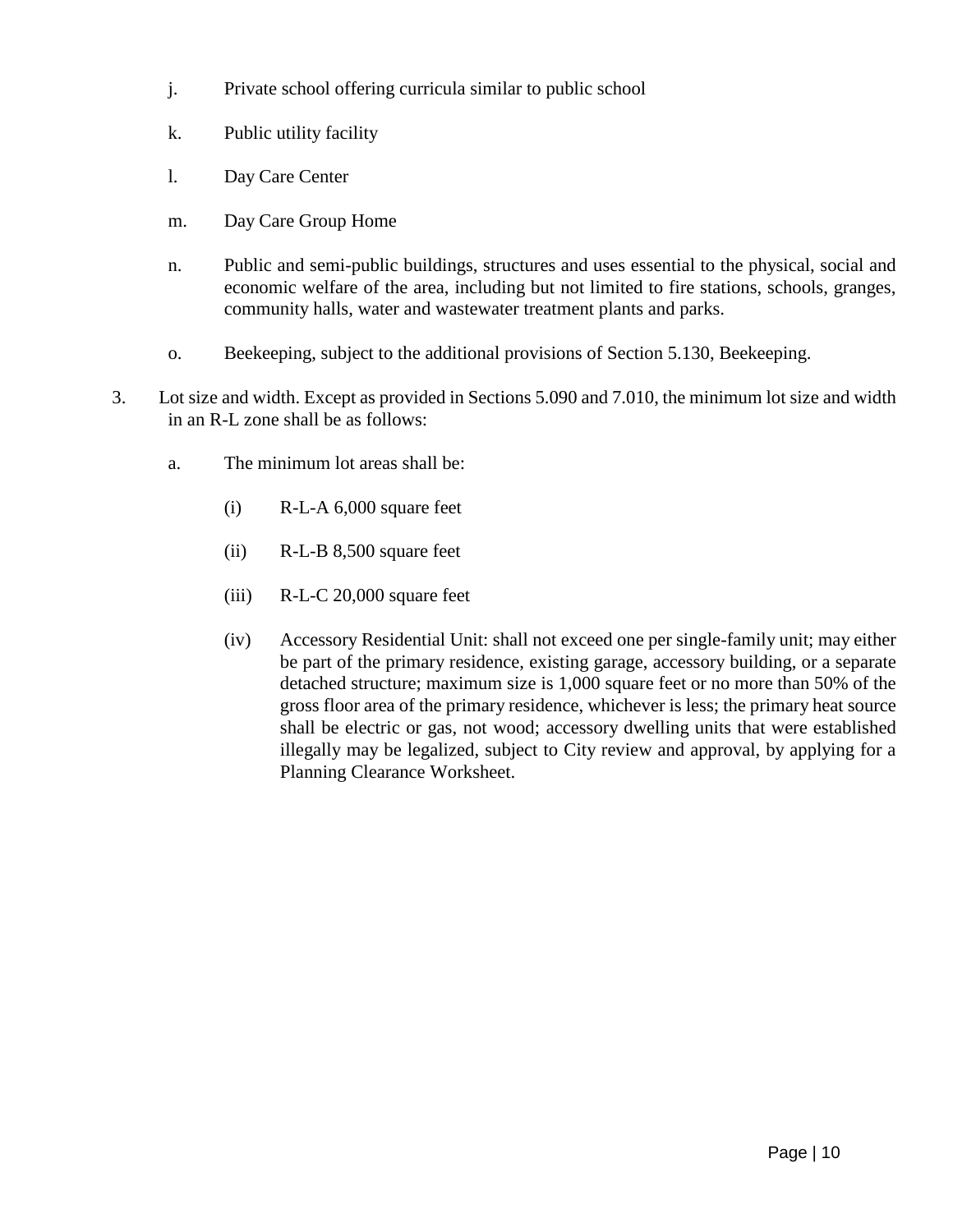j. Private school offering curricula similar to public school

k. Public utility facility

l. Day Care Center

m. Day Care Group Home

n. Public and semi-public buildings, structures and uses essential to the physical, social and economic welfare of the area, including but not limited to fire stations, schools, granges, community halls, water and wastewater treatment plants and parks.

o. Beekeeping, subject to the additional provisions of Section 5.130, Beekeeping.

3. Lot size and width. Except as provided in Sections 5.090 and 7.010, the minimum lot size and width in an R-L zone shall be as follows:

   a. The minimum lot areas shall be:

      (i) R-L-A 6,000 square feet

      (ii) R-L-B 8,500 square feet

      (iii) R-L-C 20,000 square feet

      (iv) Accessory Residential Unit: shall not exceed one per single-family unit; may either be part of the primary residence, existing garage, accessory building, or a separate detached structure; maximum size is 1,000 square feet or no more than 50% of the gross floor area of the primary residence, whichever is less; the primary heat source shall be electric or gas, not wood; accessory dwelling units that were established illegally may be legalized, subject to City review and approval, by applying for a Planning Clearance Worksheet.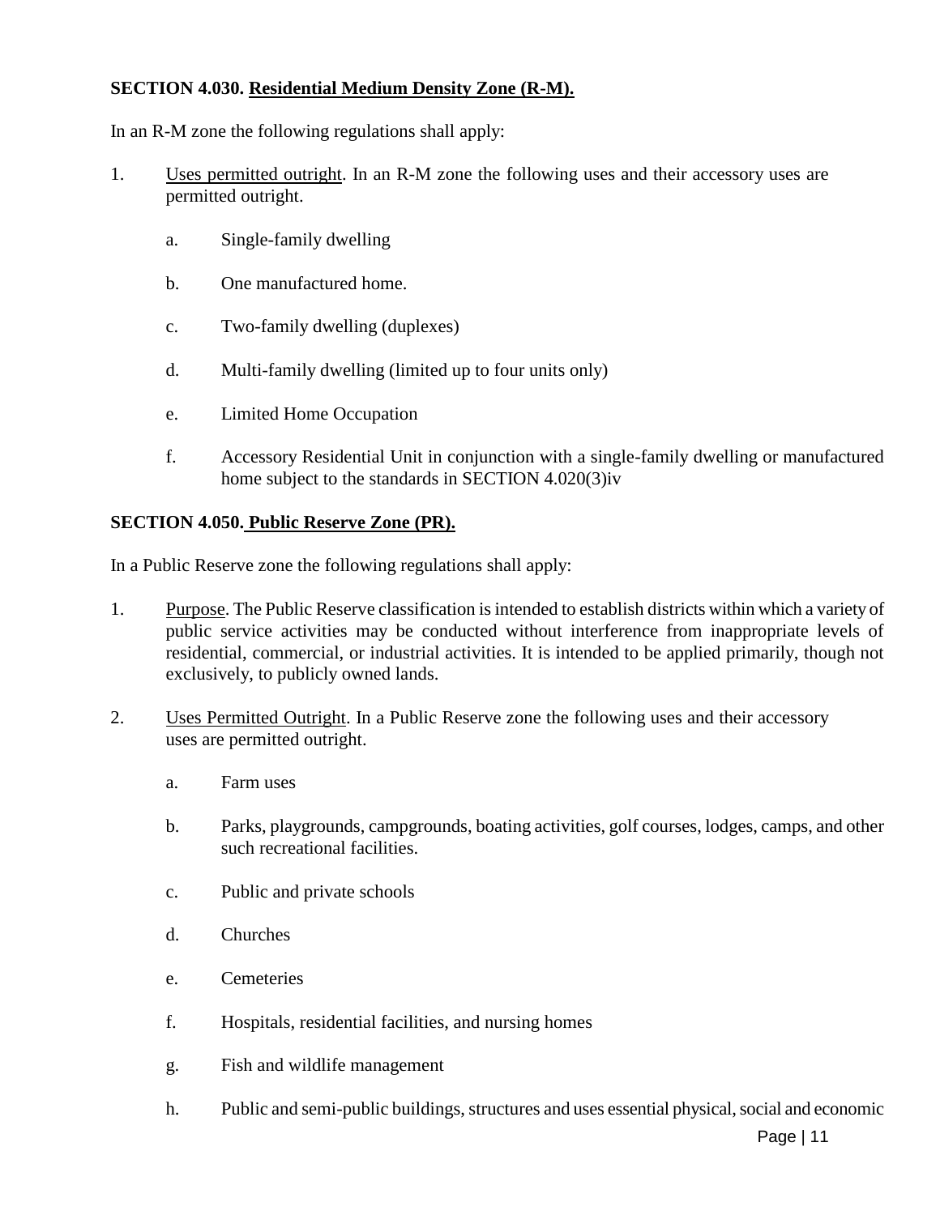**SECTION 4.030. Residential Medium Density Zone (R-M).**

In an R-M zone the following regulations shall apply:

1. Uses permitted outright. In an R-M zone the following uses and their accessory uses are permitted outright.

    a. Single-family dwelling

    b. One manufactured home.

    c. Two-family dwelling (duplexes)

    d. Multi-family dwelling (limited up to four units only)

    e. Limited Home Occupation

    f. Accessory Residential Unit in conjunction with a single-family dwelling or manufactured home subject to the standards in SECTION 4.020(3)iv

**SECTION 4.050. Public Reserve Zone (PR).**

In a Public Reserve zone the following regulations shall apply:

1. Purpose. The Public Reserve classification is intended to establish districts within which a variety of public service activities may be conducted without interference from inappropriate levels of residential, commercial, or industrial activities. It is intended to be applied primarily, though not exclusively, to publicly owned lands.

2. Uses Permitted Outright. In a Public Reserve zone the following uses and their accessory uses are permitted outright.

    a. Farm uses

    b. Parks, playgrounds, campgrounds, boating activities, golf courses, lodges, camps, and other such recreational facilities.

    c. Public and private schools

    d. Churches

    e. Cemeteries

    f. Hospitals, residential facilities, and nursing homes

    g. Fish and wildlife management

    h. Public and semi-public buildings, structures and uses essential physical, social and economic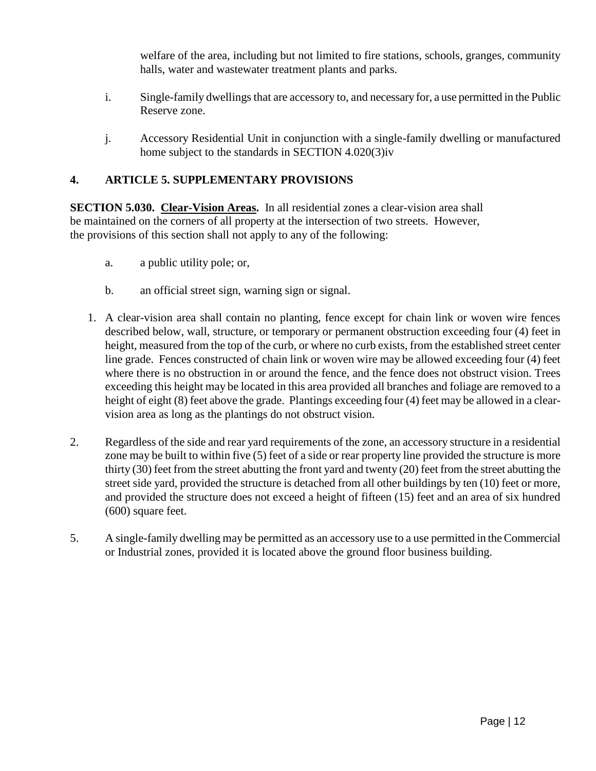welfare of the area, including but not limited to fire stations, schools, granges, community halls, water and wastewater treatment plants and parks.

i. Single-family dwellings that are accessory to, and necessary for, a use permitted in the Public Reserve zone.

j. Accessory Residential Unit in conjunction with a single-family dwelling or manufactured home subject to the standards in SECTION 4.020(3)iv

## 4. ARTICLE 5. SUPPLEMENTARY PROVISIONS

**SECTION 5.030. Clear-Vision Areas.** In all residential zones a clear-vision area shall be maintained on the corners of all property at the intersection of two streets. However, the provisions of this section shall not apply to any of the following:

a. a public utility pole; or,

b. an official street sign, warning sign or signal.

1. A clear-vision area shall contain no planting, fence except for chain link or woven wire fences described below, wall, structure, or temporary or permanent obstruction exceeding four (4) feet in height, measured from the top of the curb, or where no curb exists, from the established street center line grade. Fences constructed of chain link or woven wire may be allowed exceeding four (4) feet where there is no obstruction in or around the fence, and the fence does not obstruct vision. Trees exceeding this height may be located in this area provided all branches and foliage are removed to a height of eight (8) feet above the grade. Plantings exceeding four (4) feet may be allowed in a clear-vision area as long as the plantings do not obstruct vision.

2. Regardless of the side and rear yard requirements of the zone, an accessory structure in a residential zone may be built to within five (5) feet of a side or rear property line provided the structure is more thirty (30) feet from the street abutting the front yard and twenty (20) feet from the street abutting the street side yard, provided the structure is detached from all other buildings by ten (10) feet or more, and provided the structure does not exceed a height of fifteen (15) feet and an area of six hundred (600) square feet.

5. A single-family dwelling may be permitted as an accessory use to a use permitted in the Commercial or Industrial zones, provided it is located above the ground floor business building.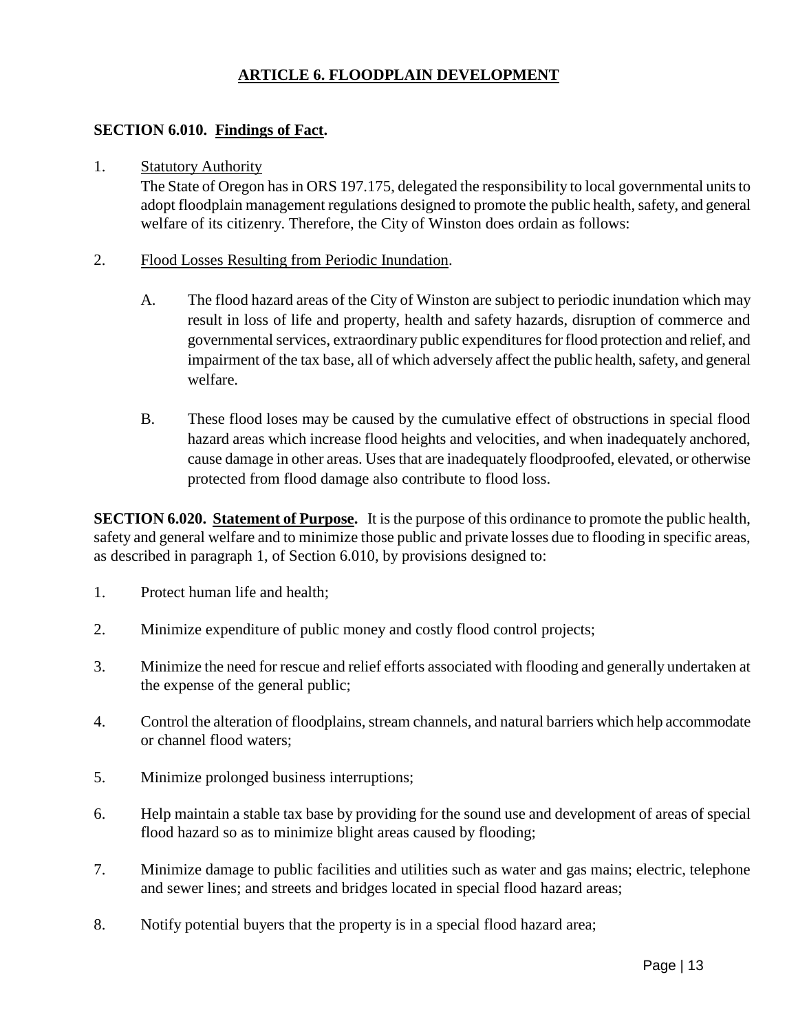# ARTICLE 6. FLOODPLAIN DEVELOPMENT

**SECTION 6.010. Findings of Fact.**

1. Statutory Authority
   The State of Oregon has in ORS 197.175, delegated the responsibility to local governmental units to adopt floodplain management regulations designed to promote the public health, safety, and general welfare of its citizenry. Therefore, the City of Winston does ordain as follows:

2. Flood Losses Resulting from Periodic Inundation.

   A. The flood hazard areas of the City of Winston are subject to periodic inundation which may result in loss of life and property, health and safety hazards, disruption of commerce and governmental services, extraordinary public expenditures for flood protection and relief, and impairment of the tax base, all of which adversely affect the public health, safety, and general welfare.

   B. These flood loses may be caused by the cumulative effect of obstructions in special flood hazard areas which increase flood heights and velocities, and when inadequately anchored, cause damage in other areas. Uses that are inadequately floodproofed, elevated, or otherwise protected from flood damage also contribute to flood loss.

**SECTION 6.020. Statement of Purpose.** It is the purpose of this ordinance to promote the public health, safety and general welfare and to minimize those public and private losses due to flooding in specific areas, as described in paragraph 1, of Section 6.010, by provisions designed to:

1. Protect human life and health;
2. Minimize expenditure of public money and costly flood control projects;
3. Minimize the need for rescue and relief efforts associated with flooding and generally undertaken at the expense of the general public;
4. Control the alteration of floodplains, stream channels, and natural barriers which help accommodate or channel flood waters;
5. Minimize prolonged business interruptions;
6. Help maintain a stable tax base by providing for the sound use and development of areas of special flood hazard so as to minimize blight areas caused by flooding;
7. Minimize damage to public facilities and utilities such as water and gas mains; electric, telephone and sewer lines; and streets and bridges located in special flood hazard areas;
8. Notify potential buyers that the property is in a special flood hazard area;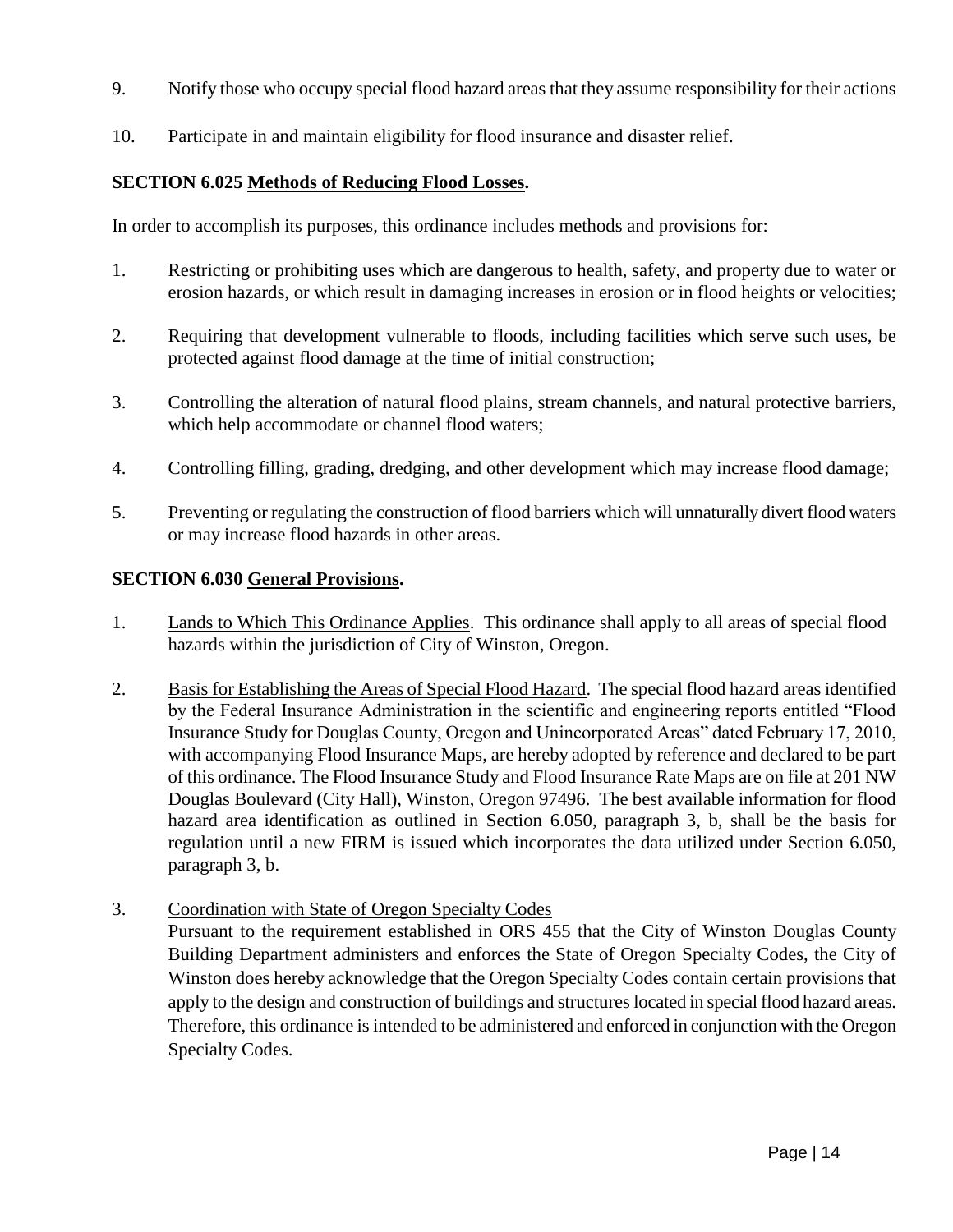9. Notify those who occupy special flood hazard areas that they assume responsibility for their actions

10. Participate in and maintain eligibility for flood insurance and disaster relief.

**SECTION 6.025 Methods of Reducing Flood Losses.**

In order to accomplish its purposes, this ordinance includes methods and provisions for:

1. Restricting or prohibiting uses which are dangerous to health, safety, and property due to water or erosion hazards, or which result in damaging increases in erosion or in flood heights or velocities;

2. Requiring that development vulnerable to floods, including facilities which serve such uses, be protected against flood damage at the time of initial construction;

3. Controlling the alteration of natural flood plains, stream channels, and natural protective barriers, which help accommodate or channel flood waters;

4. Controlling filling, grading, dredging, and other development which may increase flood damage;

5. Preventing or regulating the construction of flood barriers which will unnaturally divert flood waters or may increase flood hazards in other areas.

**SECTION 6.030 General Provisions.**

1. Lands to Which This Ordinance Applies. This ordinance shall apply to all areas of special flood hazards within the jurisdiction of City of Winston, Oregon.

2. Basis for Establishing the Areas of Special Flood Hazard. The special flood hazard areas identified by the Federal Insurance Administration in the scientific and engineering reports entitled "Flood Insurance Study for Douglas County, Oregon and Unincorporated Areas" dated February 17, 2010, with accompanying Flood Insurance Maps, are hereby adopted by reference and declared to be part of this ordinance. The Flood Insurance Study and Flood Insurance Rate Maps are on file at 201 NW Douglas Boulevard (City Hall), Winston, Oregon 97496. The best available information for flood hazard area identification as outlined in Section 6.050, paragraph 3, b, shall be the basis for regulation until a new FIRM is issued which incorporates the data utilized under Section 6.050, paragraph 3, b.

3. Coordination with State of Oregon Specialty Codes
   Pursuant to the requirement established in ORS 455 that the City of Winston Douglas County Building Department administers and enforces the State of Oregon Specialty Codes, the City of Winston does hereby acknowledge that the Oregon Specialty Codes contain certain provisions that apply to the design and construction of buildings and structures located in special flood hazard areas. Therefore, this ordinance is intended to be administered and enforced in conjunction with the Oregon Specialty Codes.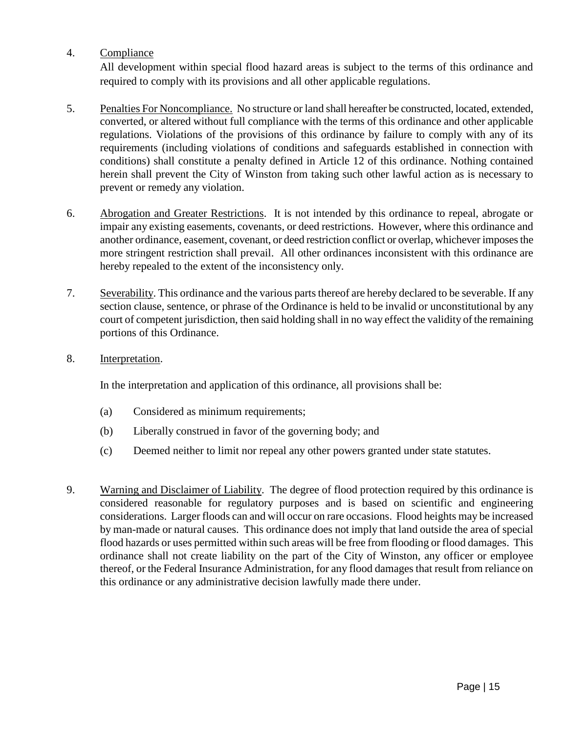4. Compliance

   All development within special flood hazard areas is subject to the terms of this ordinance and required to comply with its provisions and all other applicable regulations.

5. Penalties For Noncompliance. No structure or land shall hereafter be constructed, located, extended, converted, or altered without full compliance with the terms of this ordinance and other applicable regulations. Violations of the provisions of this ordinance by failure to comply with any of its requirements (including violations of conditions and safeguards established in connection with conditions) shall constitute a penalty defined in Article 12 of this ordinance. Nothing contained herein shall prevent the City of Winston from taking such other lawful action as is necessary to prevent or remedy any violation.

6. Abrogation and Greater Restrictions. It is not intended by this ordinance to repeal, abrogate or impair any existing easements, covenants, or deed restrictions. However, where this ordinance and another ordinance, easement, covenant, or deed restriction conflict or overlap, whichever imposes the more stringent restriction shall prevail. All other ordinances inconsistent with this ordinance are hereby repealed to the extent of the inconsistency only.

7. Severability. This ordinance and the various parts thereof are hereby declared to be severable. If any section clause, sentence, or phrase of the Ordinance is held to be invalid or unconstitutional by any court of competent jurisdiction, then said holding shall in no way effect the validity of the remaining portions of this Ordinance.

8. Interpretation.

   In the interpretation and application of this ordinance, all provisions shall be:

   (a) Considered as minimum requirements;

   (b) Liberally construed in favor of the governing body; and

   (c) Deemed neither to limit nor repeal any other powers granted under state statutes.

9. Warning and Disclaimer of Liability. The degree of flood protection required by this ordinance is considered reasonable for regulatory purposes and is based on scientific and engineering considerations. Larger floods can and will occur on rare occasions. Flood heights may be increased by man-made or natural causes. This ordinance does not imply that land outside the area of special flood hazards or uses permitted within such areas will be free from flooding or flood damages. This ordinance shall not create liability on the part of the City of Winston, any officer or employee thereof, or the Federal Insurance Administration, for any flood damages that result from reliance on this ordinance or any administrative decision lawfully made there under.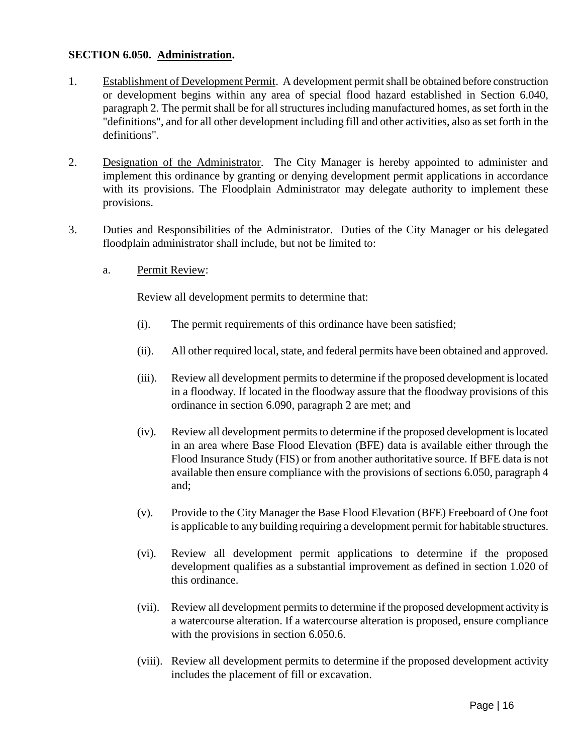**SECTION 6.050. Administration.**

1. Establishment of Development Permit. A development permit shall be obtained before construction or development begins within any area of special flood hazard established in Section 6.040, paragraph 2. The permit shall be for all structures including manufactured homes, as set forth in the "definitions", and for all other development including fill and other activities, also as set forth in the definitions".

2. Designation of the Administrator. The City Manager is hereby appointed to administer and implement this ordinance by granting or denying development permit applications in accordance with its provisions. The Floodplain Administrator may delegate authority to implement these provisions.

3. Duties and Responsibilities of the Administrator. Duties of the City Manager or his delegated floodplain administrator shall include, but not be limited to:

   a. Permit Review:

      Review all development permits to determine that:

      (i). The permit requirements of this ordinance have been satisfied;

      (ii). All other required local, state, and federal permits have been obtained and approved.

      (iii). Review all development permits to determine if the proposed development is located in a floodway. If located in the floodway assure that the floodway provisions of this ordinance in section 6.090, paragraph 2 are met; and

      (iv). Review all development permits to determine if the proposed development is located in an area where Base Flood Elevation (BFE) data is available either through the Flood Insurance Study (FIS) or from another authoritative source. If BFE data is not available then ensure compliance with the provisions of sections 6.050, paragraph 4 and;

      (v). Provide to the City Manager the Base Flood Elevation (BFE) Freeboard of One foot is applicable to any building requiring a development permit for habitable structures.

      (vi). Review all development permit applications to determine if the proposed development qualifies as a substantial improvement as defined in section 1.020 of this ordinance.

      (vii). Review all development permits to determine if the proposed development activity is a watercourse alteration. If a watercourse alteration is proposed, ensure compliance with the provisions in section 6.050.6.

      (viii). Review all development permits to determine if the proposed development activity includes the placement of fill or excavation.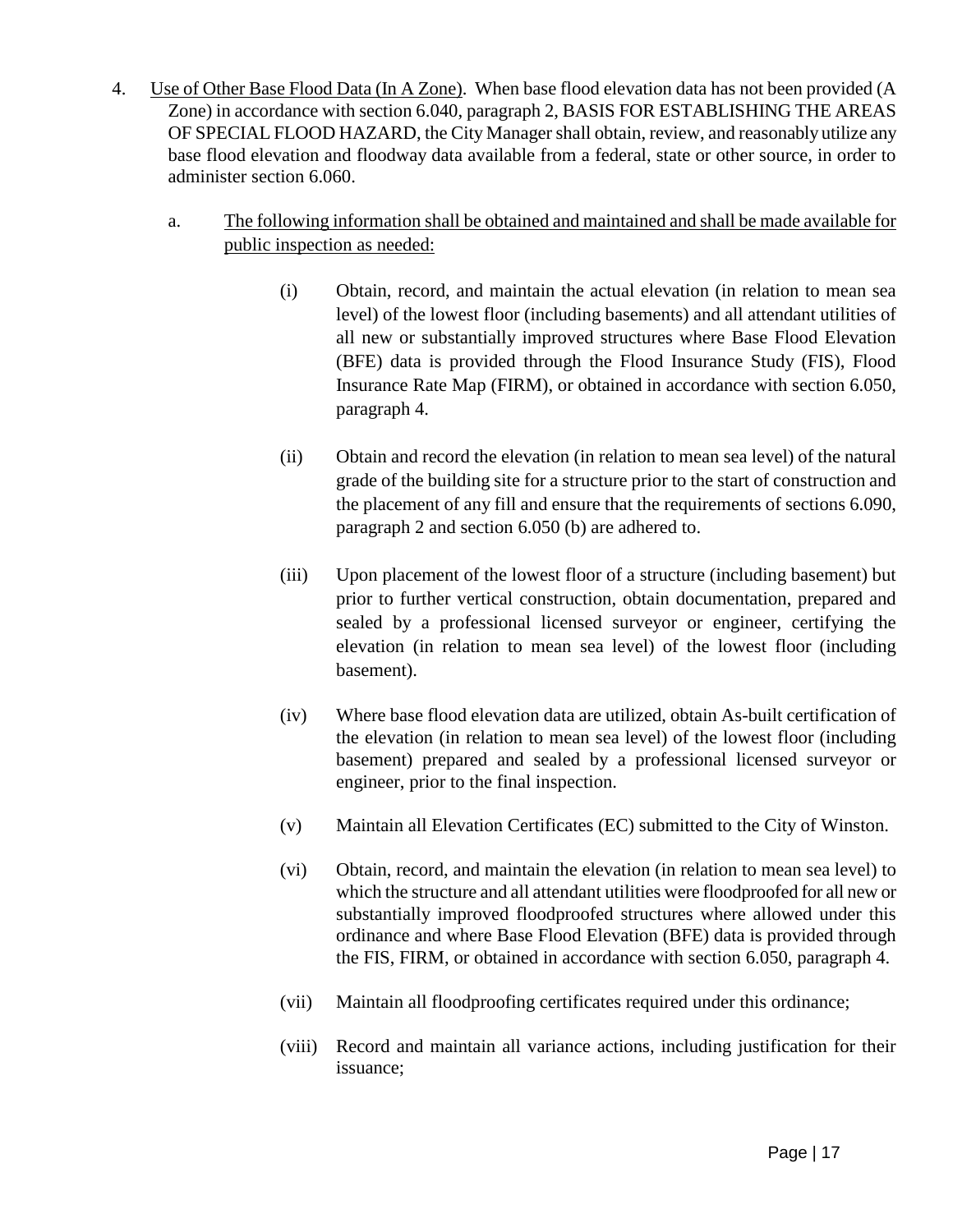4. <u>Use of Other Base Flood Data (In A Zone)</u>. When base flood elevation data has not been provided (A Zone) in accordance with section 6.040, paragraph 2, BASIS FOR ESTABLISHING THE AREAS OF SPECIAL FLOOD HAZARD, the City Manager shall obtain, review, and reasonably utilize any base flood elevation and floodway data available from a federal, state or other source, in order to administer section 6.060.

   a. <u>The following information shall be obtained and maintained and shall be made available for public inspection as needed:</u>

      (i) Obtain, record, and maintain the actual elevation (in relation to mean sea level) of the lowest floor (including basements) and all attendant utilities of all new or substantially improved structures where Base Flood Elevation (BFE) data is provided through the Flood Insurance Study (FIS), Flood Insurance Rate Map (FIRM), or obtained in accordance with section 6.050, paragraph 4.

      (ii) Obtain and record the elevation (in relation to mean sea level) of the natural grade of the building site for a structure prior to the start of construction and the placement of any fill and ensure that the requirements of sections 6.090, paragraph 2 and section 6.050 (b) are adhered to.

      (iii) Upon placement of the lowest floor of a structure (including basement) but prior to further vertical construction, obtain documentation, prepared and sealed by a professional licensed surveyor or engineer, certifying the elevation (in relation to mean sea level) of the lowest floor (including basement).

      (iv) Where base flood elevation data are utilized, obtain As-built certification of the elevation (in relation to mean sea level) of the lowest floor (including basement) prepared and sealed by a professional licensed surveyor or engineer, prior to the final inspection.

      (v) Maintain all Elevation Certificates (EC) submitted to the City of Winston.

      (vi) Obtain, record, and maintain the elevation (in relation to mean sea level) to which the structure and all attendant utilities were floodproofed for all new or substantially improved floodproofed structures where allowed under this ordinance and where Base Flood Elevation (BFE) data is provided through the FIS, FIRM, or obtained in accordance with section 6.050, paragraph 4.

      (vii) Maintain all floodproofing certificates required under this ordinance;

      (viii) Record and maintain all variance actions, including justification for their issuance;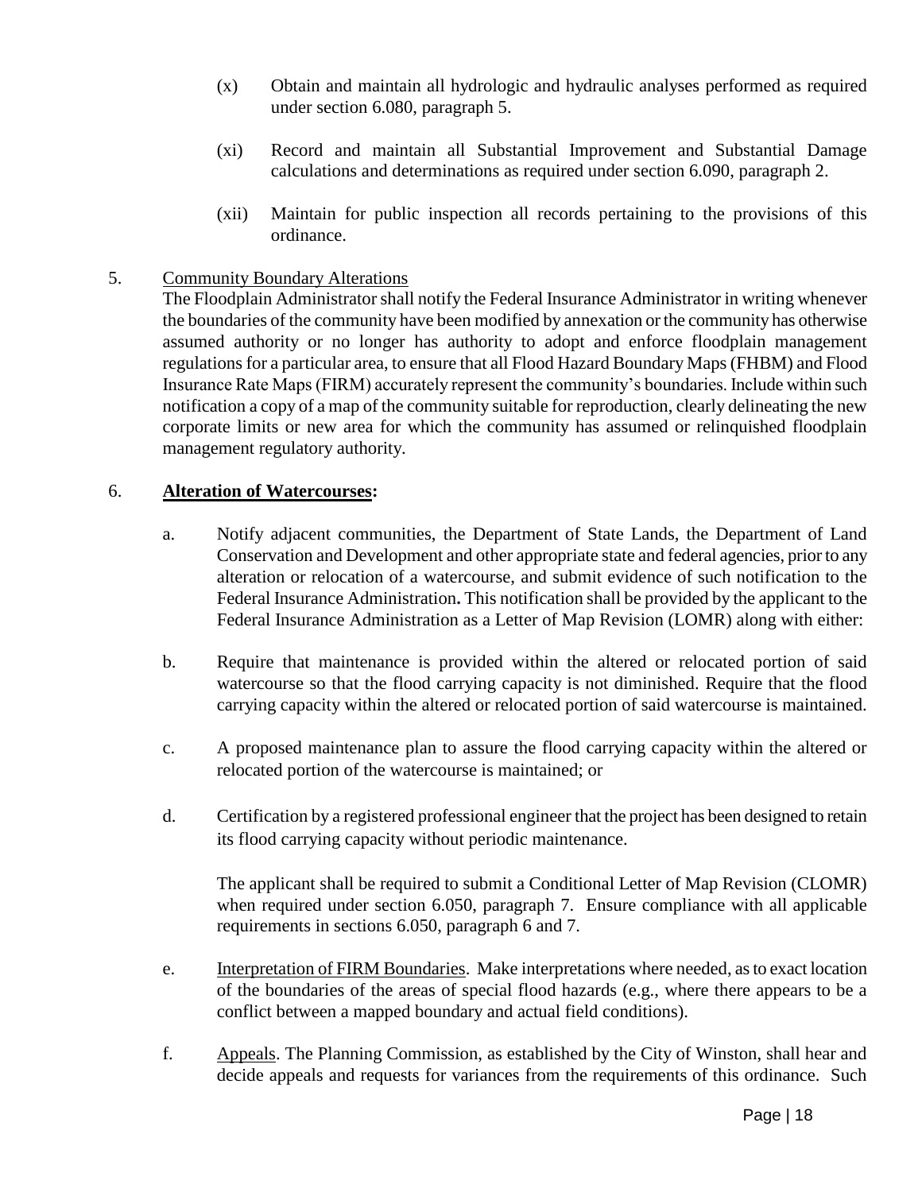(x) Obtain and maintain all hydrologic and hydraulic analyses performed as required under section 6.080, paragraph 5.

(xi) Record and maintain all Substantial Improvement and Substantial Damage calculations and determinations as required under section 6.090, paragraph 2.

(xii) Maintain for public inspection all records pertaining to the provisions of this ordinance.

5. <u>Community Boundary Alterations</u>
The Floodplain Administrator shall notify the Federal Insurance Administrator in writing whenever the boundaries of the community have been modified by annexation or the community has otherwise assumed authority or no longer has authority to adopt and enforce floodplain management regulations for a particular area, to ensure that all Flood Hazard Boundary Maps (FHBM) and Flood Insurance Rate Maps (FIRM) accurately represent the community's boundaries. Include within such notification a copy of a map of the community suitable for reproduction, clearly delineating the new corporate limits or new area for which the community has assumed or relinquished floodplain management regulatory authority.

6. **<u>Alteration of Watercourses</u>:**

a. Notify adjacent communities, the Department of State Lands, the Department of Land Conservation and Development and other appropriate state and federal agencies, prior to any alteration or relocation of a watercourse, and submit evidence of such notification to the Federal Insurance Administration**.** This notification shall be provided by the applicant to the Federal Insurance Administration as a Letter of Map Revision (LOMR) along with either:

b. Require that maintenance is provided within the altered or relocated portion of said watercourse so that the flood carrying capacity is not diminished. Require that the flood carrying capacity within the altered or relocated portion of said watercourse is maintained.

c. A proposed maintenance plan to assure the flood carrying capacity within the altered or relocated portion of the watercourse is maintained; or

d. Certification by a registered professional engineer that the project has been designed to retain its flood carrying capacity without periodic maintenance.

The applicant shall be required to submit a Conditional Letter of Map Revision (CLOMR) when required under section 6.050, paragraph 7. Ensure compliance with all applicable requirements in sections 6.050, paragraph 6 and 7.

e. <u>Interpretation of FIRM Boundaries</u>. Make interpretations where needed, as to exact location of the boundaries of the areas of special flood hazards (e.g., where there appears to be a conflict between a mapped boundary and actual field conditions).

f. <u>Appeals</u>. The Planning Commission, as established by the City of Winston, shall hear and decide appeals and requests for variances from the requirements of this ordinance. Such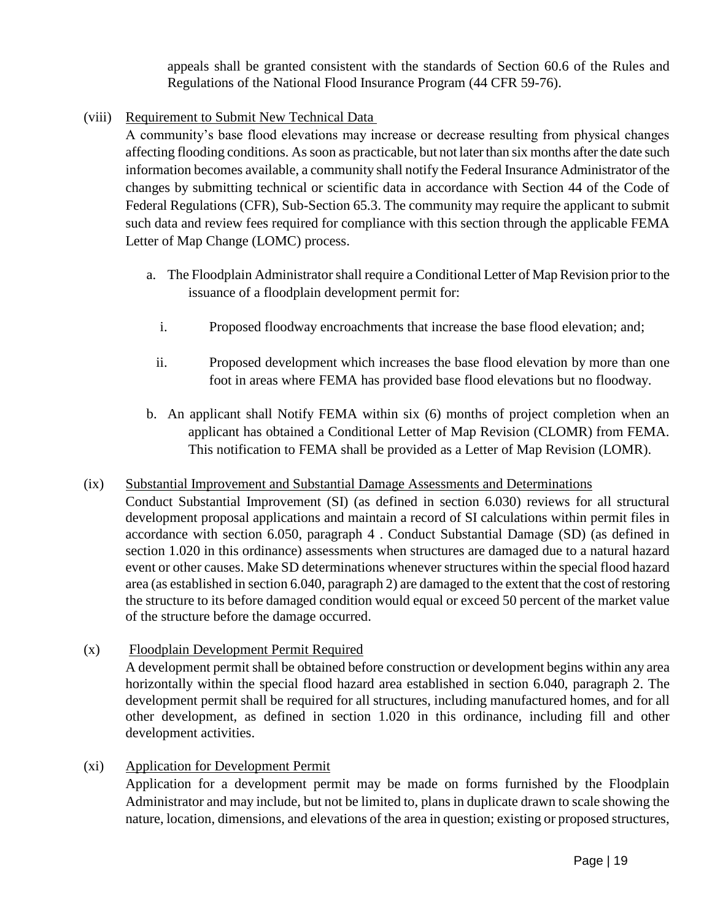appeals shall be granted consistent with the standards of Section 60.6 of the Rules and Regulations of the National Flood Insurance Program (44 CFR 59-76).

(viii) Requirement to Submit New Technical Data

A community's base flood elevations may increase or decrease resulting from physical changes affecting flooding conditions. As soon as practicable, but not later than six months after the date such information becomes available, a community shall notify the Federal Insurance Administrator of the changes by submitting technical or scientific data in accordance with Section 44 of the Code of Federal Regulations (CFR), Sub-Section 65.3. The community may require the applicant to submit such data and review fees required for compliance with this section through the applicable FEMA Letter of Map Change (LOMC) process.

a. The Floodplain Administrator shall require a Conditional Letter of Map Revision prior to the issuance of a floodplain development permit for:

   i. Proposed floodway encroachments that increase the base flood elevation; and;

   ii. Proposed development which increases the base flood elevation by more than one foot in areas where FEMA has provided base flood elevations but no floodway.

b. An applicant shall Notify FEMA within six (6) months of project completion when an applicant has obtained a Conditional Letter of Map Revision (CLOMR) from FEMA. This notification to FEMA shall be provided as a Letter of Map Revision (LOMR).

(ix) Substantial Improvement and Substantial Damage Assessments and Determinations

Conduct Substantial Improvement (SI) (as defined in section 6.030) reviews for all structural development proposal applications and maintain a record of SI calculations within permit files in accordance with section 6.050, paragraph 4 . Conduct Substantial Damage (SD) (as defined in section 1.020 in this ordinance) assessments when structures are damaged due to a natural hazard event or other causes. Make SD determinations whenever structures within the special flood hazard area (as established in section 6.040, paragraph 2) are damaged to the extent that the cost of restoring the structure to its before damaged condition would equal or exceed 50 percent of the market value of the structure before the damage occurred.

(x) Floodplain Development Permit Required

A development permit shall be obtained before construction or development begins within any area horizontally within the special flood hazard area established in section 6.040, paragraph 2. The development permit shall be required for all structures, including manufactured homes, and for all other development, as defined in section 1.020 in this ordinance, including fill and other development activities.

(xi) Application for Development Permit

Application for a development permit may be made on forms furnished by the Floodplain Administrator and may include, but not be limited to, plans in duplicate drawn to scale showing the nature, location, dimensions, and elevations of the area in question; existing or proposed structures,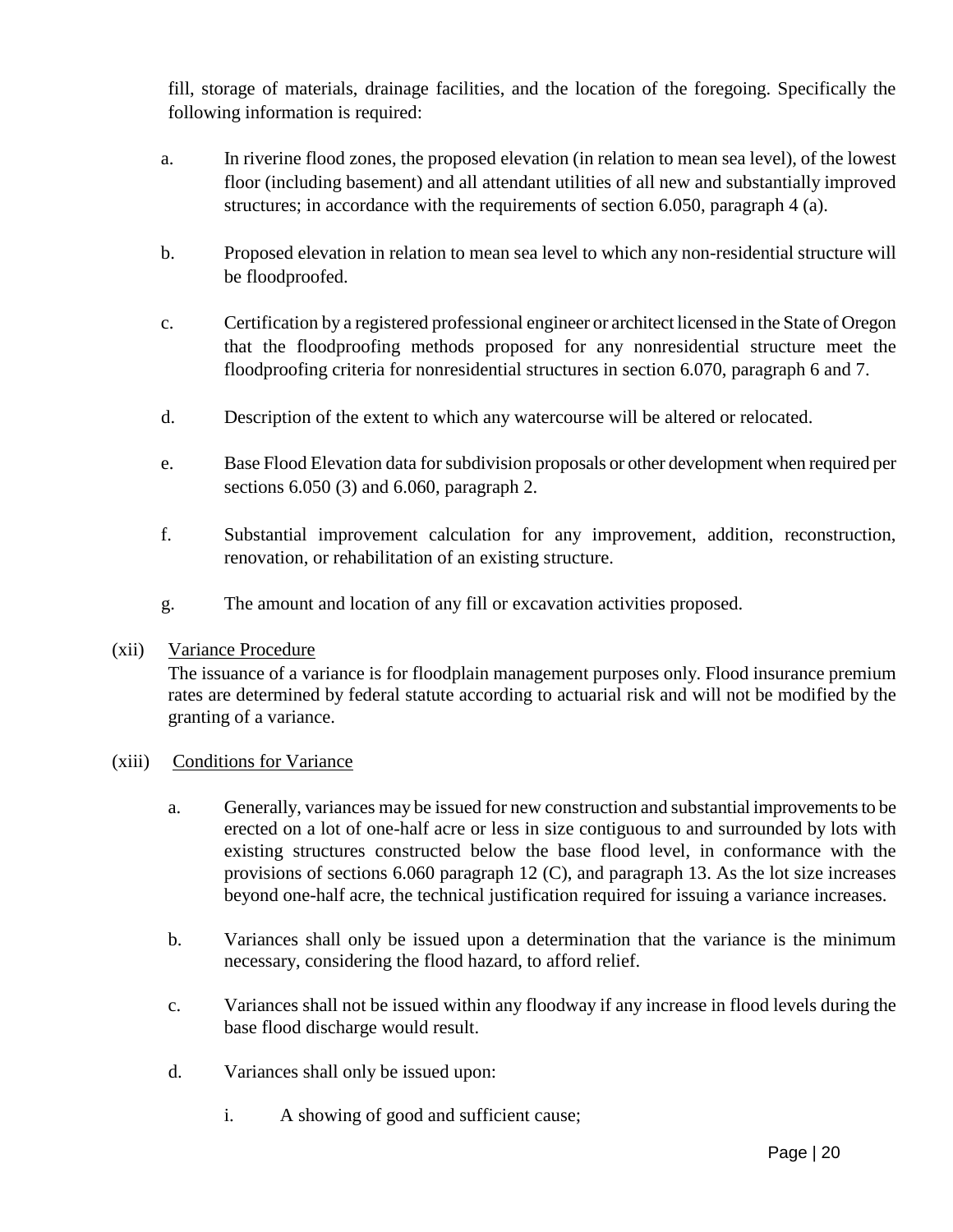fill, storage of materials, drainage facilities, and the location of the foregoing. Specifically the following information is required:

a. In riverine flood zones, the proposed elevation (in relation to mean sea level), of the lowest floor (including basement) and all attendant utilities of all new and substantially improved structures; in accordance with the requirements of section 6.050, paragraph 4 (a).

b. Proposed elevation in relation to mean sea level to which any non-residential structure will be floodproofed.

c. Certification by a registered professional engineer or architect licensed in the State of Oregon that the floodproofing methods proposed for any nonresidential structure meet the floodproofing criteria for nonresidential structures in section 6.070, paragraph 6 and 7.

d. Description of the extent to which any watercourse will be altered or relocated.

e. Base Flood Elevation data for subdivision proposals or other development when required per sections 6.050 (3) and 6.060, paragraph 2.

f. Substantial improvement calculation for any improvement, addition, reconstruction, renovation, or rehabilitation of an existing structure.

g. The amount and location of any fill or excavation activities proposed.

(xii) Variance Procedure

The issuance of a variance is for floodplain management purposes only. Flood insurance premium rates are determined by federal statute according to actuarial risk and will not be modified by the granting of a variance.

(xiii) Conditions for Variance

a. Generally, variances may be issued for new construction and substantial improvements to be erected on a lot of one-half acre or less in size contiguous to and surrounded by lots with existing structures constructed below the base flood level, in conformance with the provisions of sections 6.060 paragraph 12 (C), and paragraph 13. As the lot size increases beyond one-half acre, the technical justification required for issuing a variance increases.

b. Variances shall only be issued upon a determination that the variance is the minimum necessary, considering the flood hazard, to afford relief.

c. Variances shall not be issued within any floodway if any increase in flood levels during the base flood discharge would result.

d. Variances shall only be issued upon:

   i. A showing of good and sufficient cause;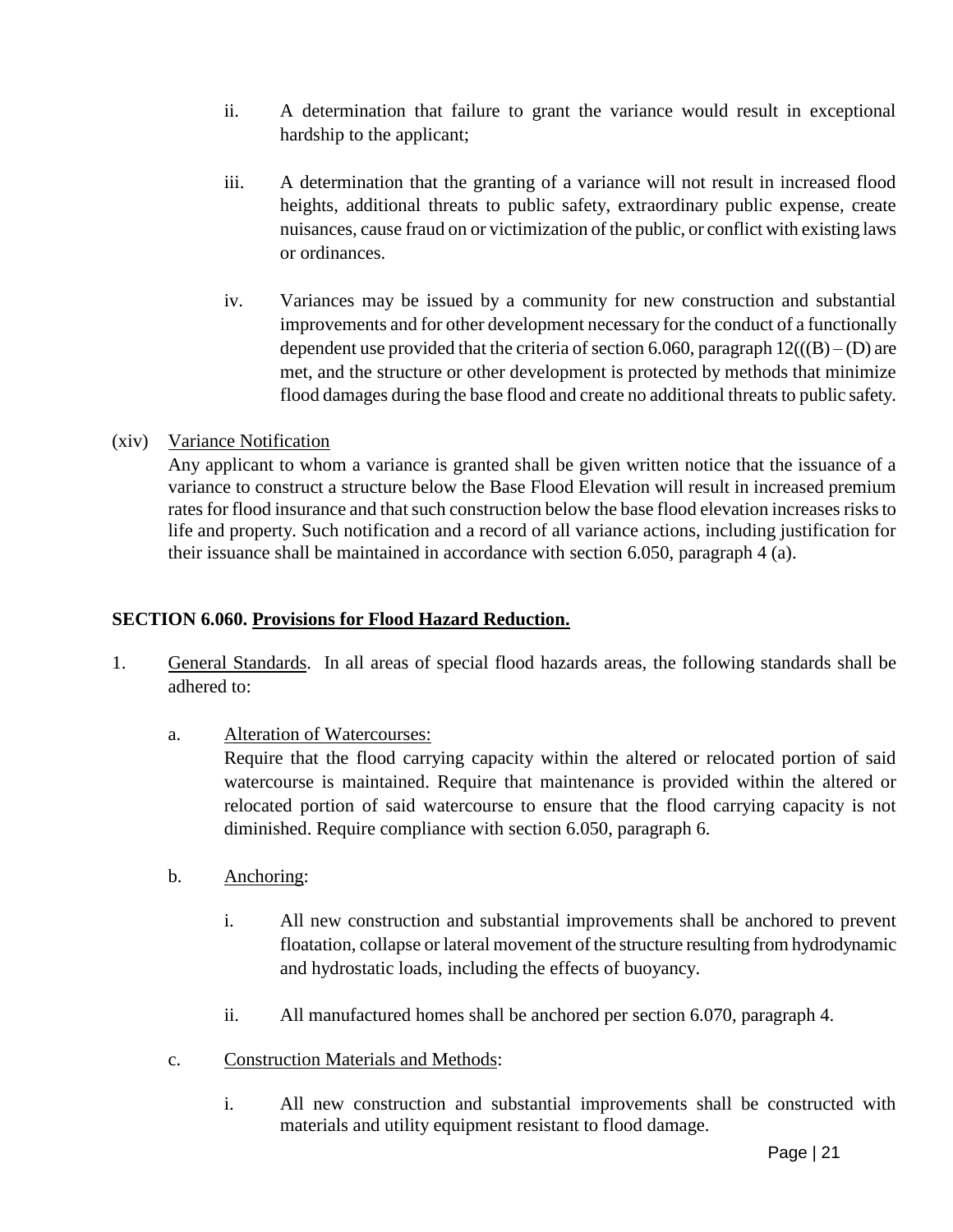ii. A determination that failure to grant the variance would result in exceptional hardship to the applicant;

iii. A determination that the granting of a variance will not result in increased flood heights, additional threats to public safety, extraordinary public expense, create nuisances, cause fraud on or victimization of the public, or conflict with existing laws or ordinances.

iv. Variances may be issued by a community for new construction and substantial improvements and for other development necessary for the conduct of a functionally dependent use provided that the criteria of section 6.060, paragraph 12(((B) – (D) are met, and the structure or other development is protected by methods that minimize flood damages during the base flood and create no additional threats to public safety.

(xiv) <u>Variance Notification</u>
Any applicant to whom a variance is granted shall be given written notice that the issuance of a variance to construct a structure below the Base Flood Elevation will result in increased premium rates for flood insurance and that such construction below the base flood elevation increases risks to life and property. Such notification and a record of all variance actions, including justification for their issuance shall be maintained in accordance with section 6.050, paragraph 4 (a).

**SECTION 6.060. <u>Provisions for Flood Hazard Reduction.</u>**

1. <u>General Standards</u>. In all areas of special flood hazards areas, the following standards shall be adhered to:

   a. <u>Alteration of Watercourses:</u>
   Require that the flood carrying capacity within the altered or relocated portion of said watercourse is maintained. Require that maintenance is provided within the altered or relocated portion of said watercourse to ensure that the flood carrying capacity is not diminished. Require compliance with section 6.050, paragraph 6.

   b. <u>Anchoring</u>:

      i. All new construction and substantial improvements shall be anchored to prevent floatation, collapse or lateral movement of the structure resulting from hydrodynamic and hydrostatic loads, including the effects of buoyancy.

      ii. All manufactured homes shall be anchored per section 6.070, paragraph 4.

   c. <u>Construction Materials and Methods</u>:

      i. All new construction and substantial improvements shall be constructed with materials and utility equipment resistant to flood damage.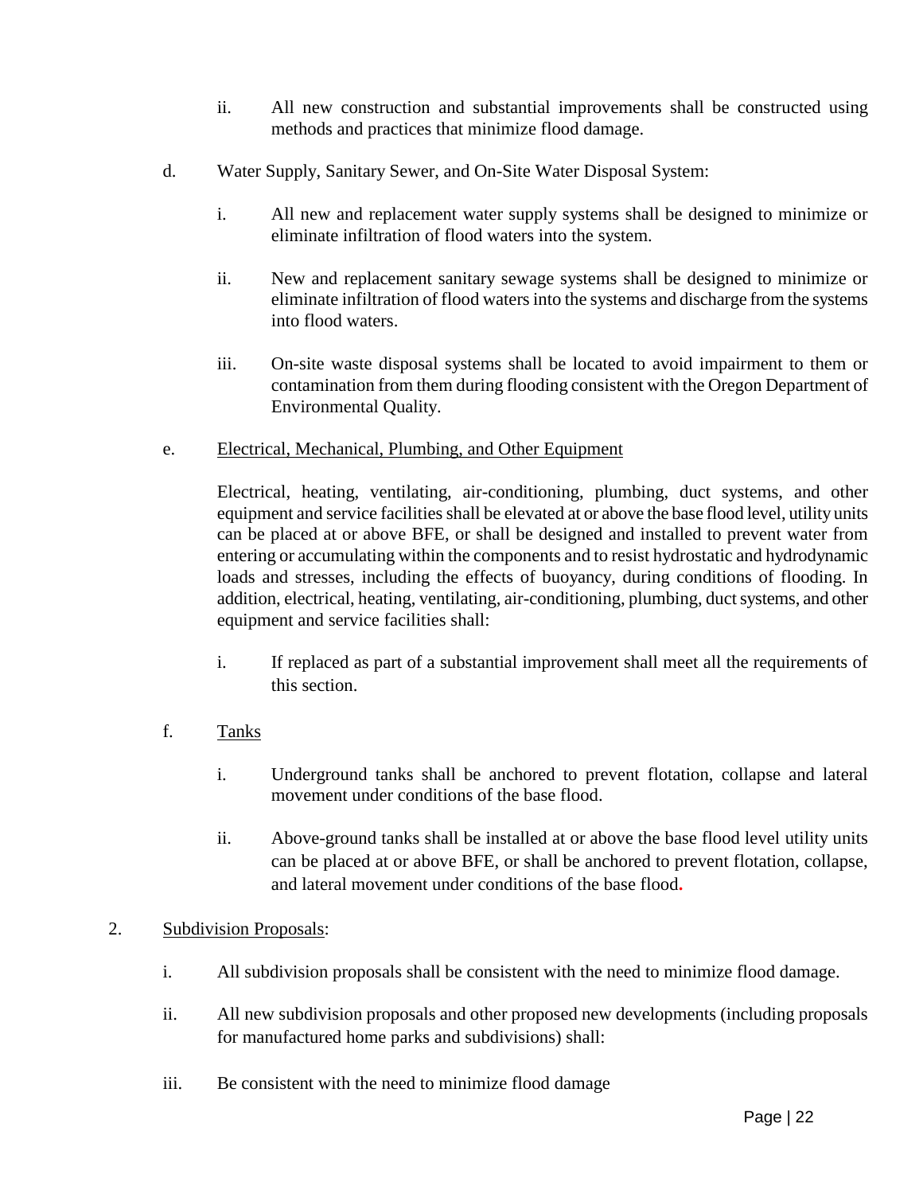ii. All new construction and substantial improvements shall be constructed using methods and practices that minimize flood damage.

d. Water Supply, Sanitary Sewer, and On-Site Water Disposal System:

i. All new and replacement water supply systems shall be designed to minimize or eliminate infiltration of flood waters into the system.

ii. New and replacement sanitary sewage systems shall be designed to minimize or eliminate infiltration of flood waters into the systems and discharge from the systems into flood waters.

iii. On-site waste disposal systems shall be located to avoid impairment to them or contamination from them during flooding consistent with the Oregon Department of Environmental Quality.

e. <u>Electrical, Mechanical, Plumbing, and Other Equipment</u>

Electrical, heating, ventilating, air-conditioning, plumbing, duct systems, and other equipment and service facilities shall be elevated at or above the base flood level, utility units can be placed at or above BFE, or shall be designed and installed to prevent water from entering or accumulating within the components and to resist hydrostatic and hydrodynamic loads and stresses, including the effects of buoyancy, during conditions of flooding. In addition, electrical, heating, ventilating, air-conditioning, plumbing, duct systems, and other equipment and service facilities shall:

i. If replaced as part of a substantial improvement shall meet all the requirements of this section.

f. <u>Tanks</u>

i. Underground tanks shall be anchored to prevent flotation, collapse and lateral movement under conditions of the base flood.

ii. Above-ground tanks shall be installed at or above the base flood level utility units can be placed at or above BFE, or shall be anchored to prevent flotation, collapse, and lateral movement under conditions of the base flood.

2. <u>Subdivision Proposals</u>:

i. All subdivision proposals shall be consistent with the need to minimize flood damage.

ii. All new subdivision proposals and other proposed new developments (including proposals for manufactured home parks and subdivisions) shall:

iii. Be consistent with the need to minimize flood damage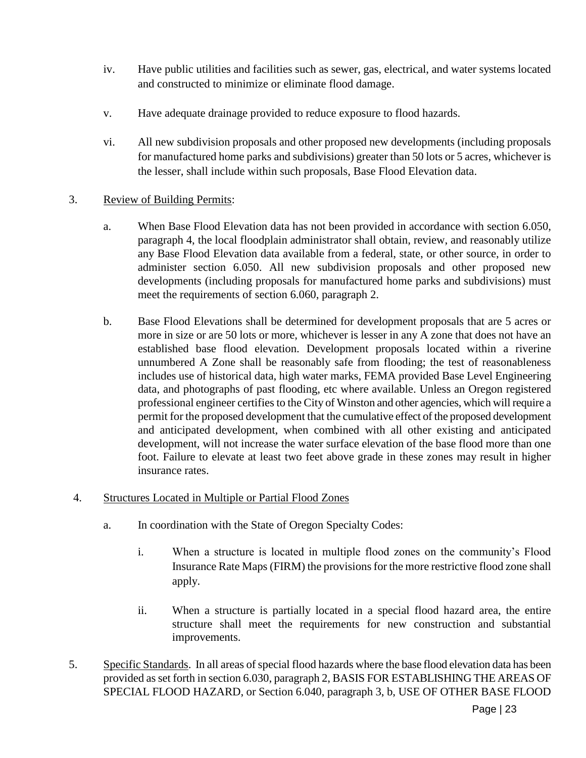iv. Have public utilities and facilities such as sewer, gas, electrical, and water systems located and constructed to minimize or eliminate flood damage.

v. Have adequate drainage provided to reduce exposure to flood hazards.

vi. All new subdivision proposals and other proposed new developments (including proposals for manufactured home parks and subdivisions) greater than 50 lots or 5 acres, whichever is the lesser, shall include within such proposals, Base Flood Elevation data.

3. Review of Building Permits:

a. When Base Flood Elevation data has not been provided in accordance with section 6.050, paragraph 4, the local floodplain administrator shall obtain, review, and reasonably utilize any Base Flood Elevation data available from a federal, state, or other source, in order to administer section 6.050. All new subdivision proposals and other proposed new developments (including proposals for manufactured home parks and subdivisions) must meet the requirements of section 6.060, paragraph 2.

b. Base Flood Elevations shall be determined for development proposals that are 5 acres or more in size or are 50 lots or more, whichever is lesser in any A zone that does not have an established base flood elevation. Development proposals located within a riverine unnumbered A Zone shall be reasonably safe from flooding; the test of reasonableness includes use of historical data, high water marks, FEMA provided Base Level Engineering data, and photographs of past flooding, etc where available. Unless an Oregon registered professional engineer certifies to the City of Winston and other agencies, which will require a permit for the proposed development that the cumulative effect of the proposed development and anticipated development, when combined with all other existing and anticipated development, will not increase the water surface elevation of the base flood more than one foot. Failure to elevate at least two feet above grade in these zones may result in higher insurance rates.

4. Structures Located in Multiple or Partial Flood Zones

a. In coordination with the State of Oregon Specialty Codes:

i. When a structure is located in multiple flood zones on the community's Flood Insurance Rate Maps (FIRM) the provisions for the more restrictive flood zone shall apply.

ii. When a structure is partially located in a special flood hazard area, the entire structure shall meet the requirements for new construction and substantial improvements.

5. Specific Standards. In all areas of special flood hazards where the base flood elevation data has been provided as set forth in section 6.030, paragraph 2, BASIS FOR ESTABLISHING THE AREAS OF SPECIAL FLOOD HAZARD, or Section 6.040, paragraph 3, b, USE OF OTHER BASE FLOOD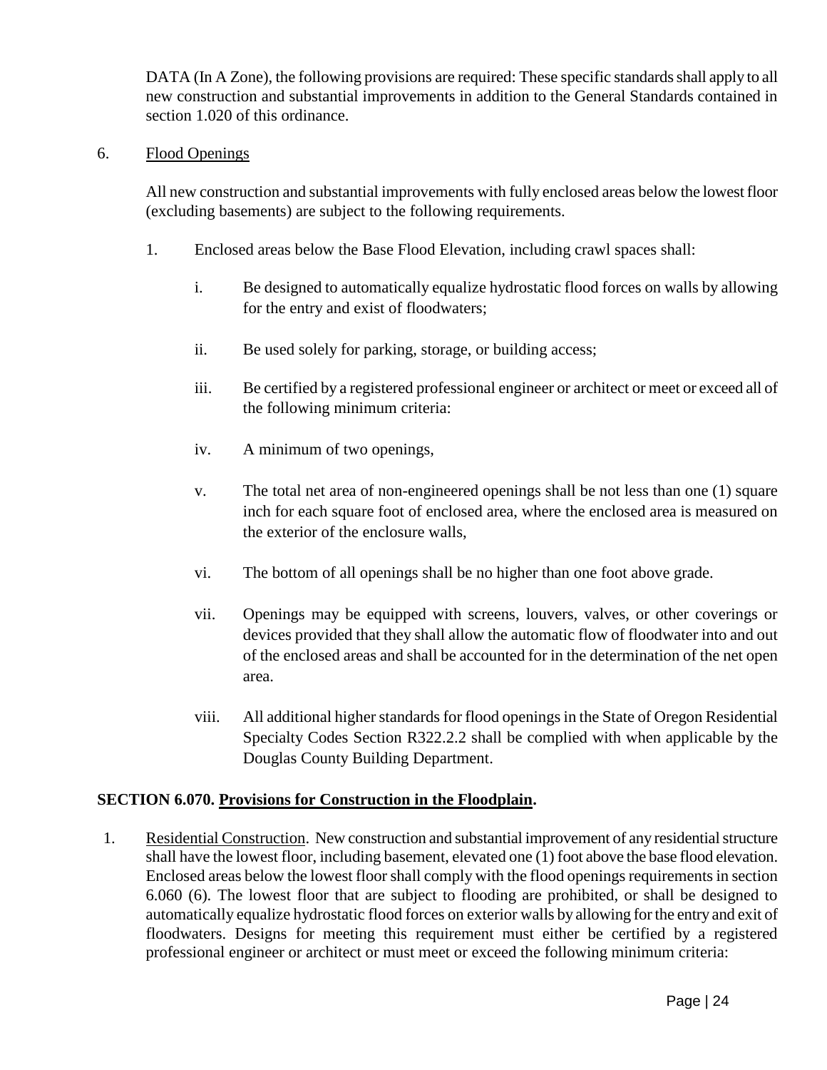DATA (In A Zone), the following provisions are required: These specific standards shall apply to all new construction and substantial improvements in addition to the General Standards contained in section 1.020 of this ordinance.

6. <u>Flood Openings</u>

   All new construction and substantial improvements with fully enclosed areas below the lowest floor (excluding basements) are subject to the following requirements.

   1. Enclosed areas below the Base Flood Elevation, including crawl spaces shall:

      i. Be designed to automatically equalize hydrostatic flood forces on walls by allowing for the entry and exist of floodwaters;

      ii. Be used solely for parking, storage, or building access;

      iii. Be certified by a registered professional engineer or architect or meet or exceed all of the following minimum criteria:

      iv. A minimum of two openings,

      v. The total net area of non-engineered openings shall be not less than one (1) square inch for each square foot of enclosed area, where the enclosed area is measured on the exterior of the enclosure walls,

      vi. The bottom of all openings shall be no higher than one foot above grade.

      vii. Openings may be equipped with screens, louvers, valves, or other coverings or devices provided that they shall allow the automatic flow of floodwater into and out of the enclosed areas and shall be accounted for in the determination of the net open area.

      viii. All additional higher standards for flood openings in the State of Oregon Residential Specialty Codes Section R322.2.2 shall be complied with when applicable by the Douglas County Building Department.

## SECTION 6.070. <u>Provisions for Construction in the Floodplain</u>.

1. <u>Residential Construction</u>. New construction and substantial improvement of any residential structure shall have the lowest floor, including basement, elevated one (1) foot above the base flood elevation. Enclosed areas below the lowest floor shall comply with the flood openings requirements in section 6.060 (6). The lowest floor that are subject to flooding are prohibited, or shall be designed to automatically equalize hydrostatic flood forces on exterior walls by allowing for the entry and exit of floodwaters. Designs for meeting this requirement must either be certified by a registered professional engineer or architect or must meet or exceed the following minimum criteria: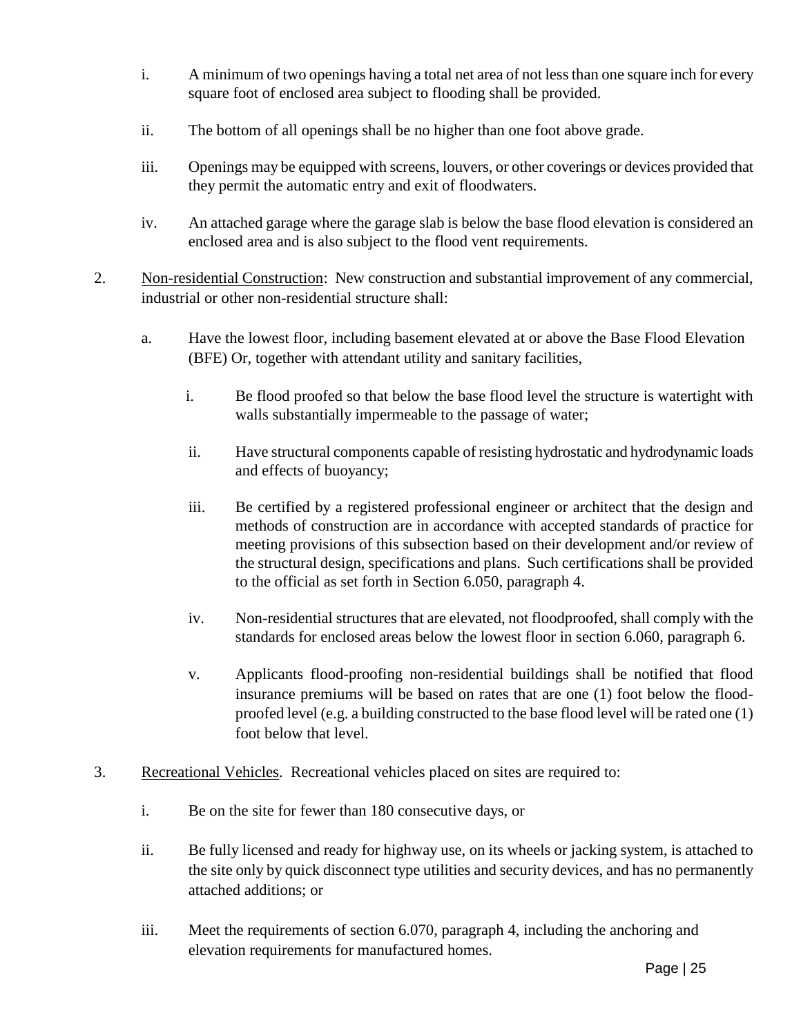i. A minimum of two openings having a total net area of not less than one square inch for every square foot of enclosed area subject to flooding shall be provided.

ii. The bottom of all openings shall be no higher than one foot above grade.

iii. Openings may be equipped with screens, louvers, or other coverings or devices provided that they permit the automatic entry and exit of floodwaters.

iv. An attached garage where the garage slab is below the base flood elevation is considered an enclosed area and is also subject to the flood vent requirements.

2. <u>Non-residential Construction</u>: New construction and substantial improvement of any commercial, industrial or other non-residential structure shall:

   a. Have the lowest floor, including basement elevated at or above the Base Flood Elevation (BFE) Or, together with attendant utility and sanitary facilities,

      i. Be flood proofed so that below the base flood level the structure is watertight with walls substantially impermeable to the passage of water;

      ii. Have structural components capable of resisting hydrostatic and hydrodynamic loads and effects of buoyancy;

      iii. Be certified by a registered professional engineer or architect that the design and methods of construction are in accordance with accepted standards of practice for meeting provisions of this subsection based on their development and/or review of the structural design, specifications and plans. Such certifications shall be provided to the official as set forth in Section 6.050, paragraph 4.

      iv. Non-residential structures that are elevated, not floodproofed, shall comply with the standards for enclosed areas below the lowest floor in section 6.060, paragraph 6.

      v. Applicants flood-proofing non-residential buildings shall be notified that flood insurance premiums will be based on rates that are one (1) foot below the flood-proofed level (e.g. a building constructed to the base flood level will be rated one (1) foot below that level.

3. <u>Recreational Vehicles</u>. Recreational vehicles placed on sites are required to:

   i. Be on the site for fewer than 180 consecutive days, or

   ii. Be fully licensed and ready for highway use, on its wheels or jacking system, is attached to the site only by quick disconnect type utilities and security devices, and has no permanently attached additions; or

   iii. Meet the requirements of section 6.070, paragraph 4, including the anchoring and elevation requirements for manufactured homes.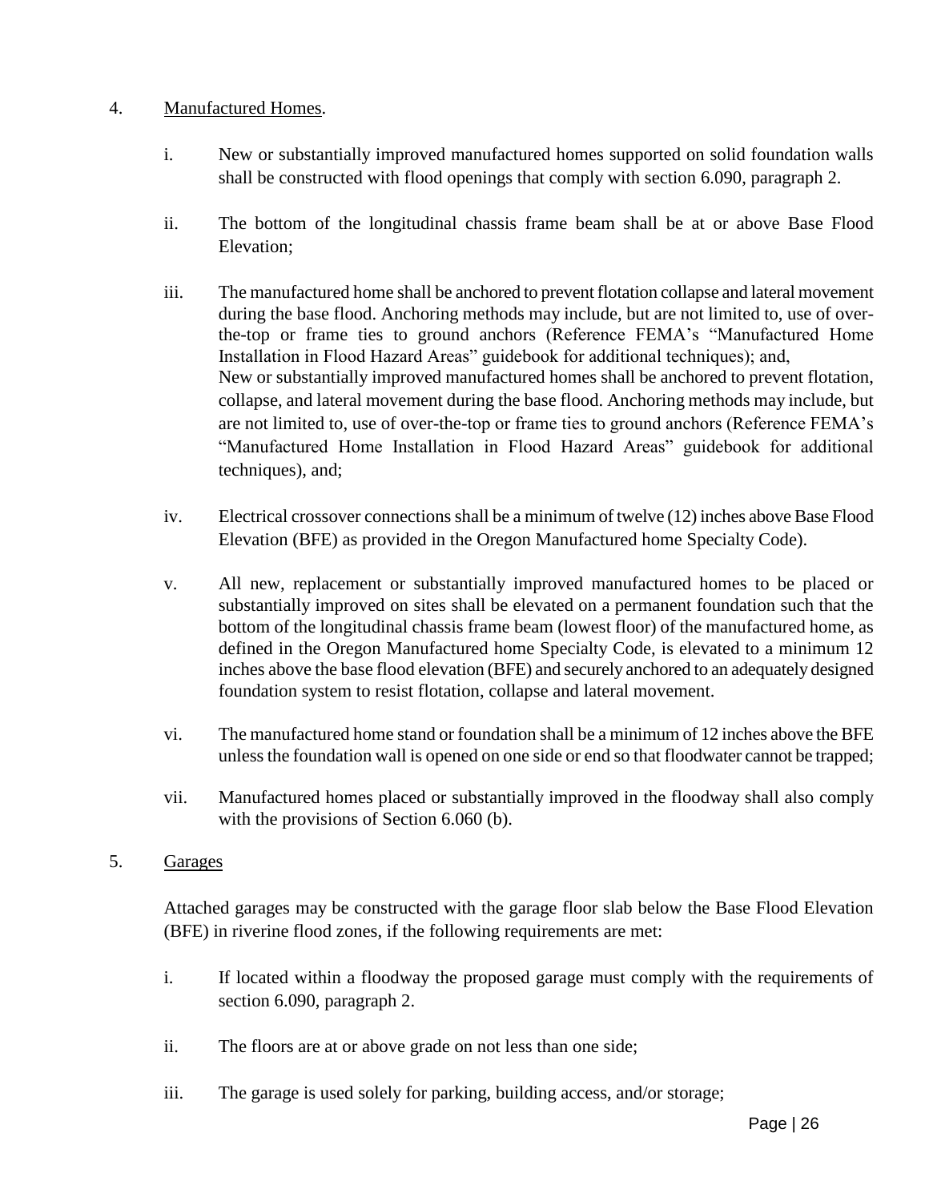4. <u>Manufactured Homes</u>.

   i. New or substantially improved manufactured homes supported on solid foundation walls shall be constructed with flood openings that comply with section 6.090, paragraph 2.

   ii. The bottom of the longitudinal chassis frame beam shall be at or above Base Flood Elevation;

   iii. The manufactured home shall be anchored to prevent flotation collapse and lateral movement during the base flood. Anchoring methods may include, but are not limited to, use of over-the-top or frame ties to ground anchors (Reference FEMA's "Manufactured Home Installation in Flood Hazard Areas" guidebook for additional techniques); and,
   New or substantially improved manufactured homes shall be anchored to prevent flotation, collapse, and lateral movement during the base flood. Anchoring methods may include, but are not limited to, use of over-the-top or frame ties to ground anchors (Reference FEMA's "Manufactured Home Installation in Flood Hazard Areas" guidebook for additional techniques), and;

   iv. Electrical crossover connections shall be a minimum of twelve (12) inches above Base Flood Elevation (BFE) as provided in the Oregon Manufactured home Specialty Code).

   v. All new, replacement or substantially improved manufactured homes to be placed or substantially improved on sites shall be elevated on a permanent foundation such that the bottom of the longitudinal chassis frame beam (lowest floor) of the manufactured home, as defined in the Oregon Manufactured home Specialty Code, is elevated to a minimum 12 inches above the base flood elevation (BFE) and securely anchored to an adequately designed foundation system to resist flotation, collapse and lateral movement.

   vi. The manufactured home stand or foundation shall be a minimum of 12 inches above the BFE unless the foundation wall is opened on one side or end so that floodwater cannot be trapped;

   vii. Manufactured homes placed or substantially improved in the floodway shall also comply with the provisions of Section 6.060 (b).

5. <u>Garages</u>

   Attached garages may be constructed with the garage floor slab below the Base Flood Elevation (BFE) in riverine flood zones, if the following requirements are met:

   i. If located within a floodway the proposed garage must comply with the requirements of section 6.090, paragraph 2.

   ii. The floors are at or above grade on not less than one side;

   iii. The garage is used solely for parking, building access, and/or storage;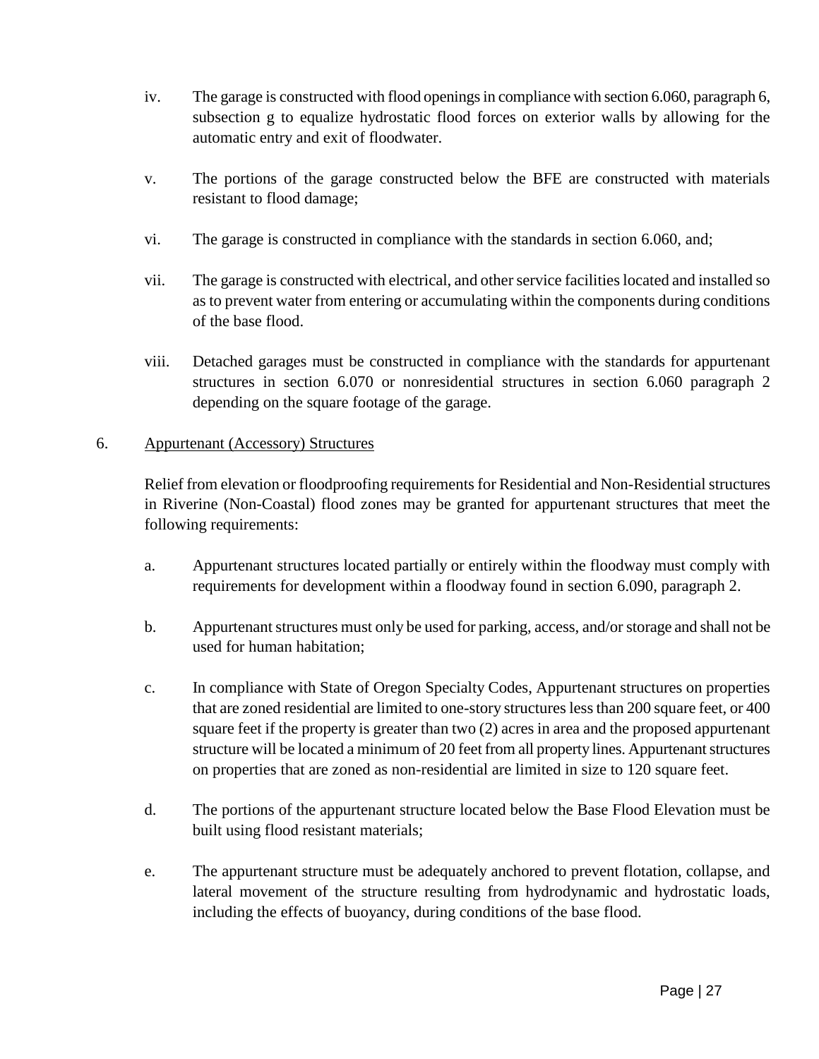iv. The garage is constructed with flood openings in compliance with section 6.060, paragraph 6, subsection g to equalize hydrostatic flood forces on exterior walls by allowing for the automatic entry and exit of floodwater.

v. The portions of the garage constructed below the BFE are constructed with materials resistant to flood damage;

vi. The garage is constructed in compliance with the standards in section 6.060, and;

vii. The garage is constructed with electrical, and other service facilities located and installed so as to prevent water from entering or accumulating within the components during conditions of the base flood.

viii. Detached garages must be constructed in compliance with the standards for appurtenant structures in section 6.070 or nonresidential structures in section 6.060 paragraph 2 depending on the square footage of the garage.

6. <u>Appurtenant (Accessory) Structures</u>

Relief from elevation or floodproofing requirements for Residential and Non-Residential structures in Riverine (Non-Coastal) flood zones may be granted for appurtenant structures that meet the following requirements:

a. Appurtenant structures located partially or entirely within the floodway must comply with requirements for development within a floodway found in section 6.090, paragraph 2.

b. Appurtenant structures must only be used for parking, access, and/or storage and shall not be used for human habitation;

c. In compliance with State of Oregon Specialty Codes, Appurtenant structures on properties that are zoned residential are limited to one-story structures less than 200 square feet, or 400 square feet if the property is greater than two (2) acres in area and the proposed appurtenant structure will be located a minimum of 20 feet from all property lines. Appurtenant structures on properties that are zoned as non-residential are limited in size to 120 square feet.

d. The portions of the appurtenant structure located below the Base Flood Elevation must be built using flood resistant materials;

e. The appurtenant structure must be adequately anchored to prevent flotation, collapse, and lateral movement of the structure resulting from hydrodynamic and hydrostatic loads, including the effects of buoyancy, during conditions of the base flood.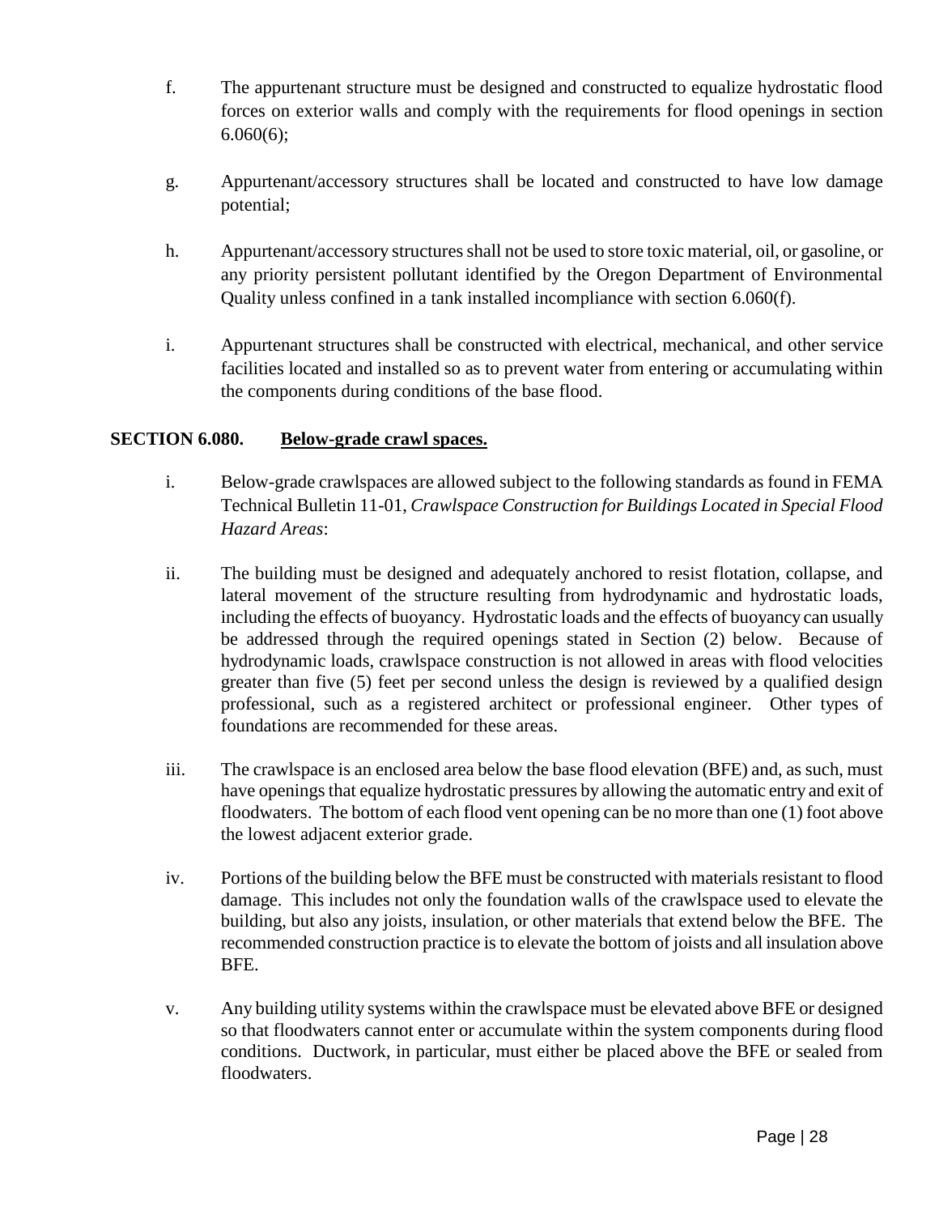f. The appurtenant structure must be designed and constructed to equalize hydrostatic flood forces on exterior walls and comply with the requirements for flood openings in section 6.060(6);

g. Appurtenant/accessory structures shall be located and constructed to have low damage potential;

h. Appurtenant/accessory structures shall not be used to store toxic material, oil, or gasoline, or any priority persistent pollutant identified by the Oregon Department of Environmental Quality unless confined in a tank installed incompliance with section 6.060(f).

i. Appurtenant structures shall be constructed with electrical, mechanical, and other service facilities located and installed so as to prevent water from entering or accumulating within the components during conditions of the base flood.

**SECTION 6.080. Below-grade crawl spaces.**

i. Below-grade crawlspaces are allowed subject to the following standards as found in FEMA Technical Bulletin 11-01, *Crawlspace Construction for Buildings Located in Special Flood Hazard Areas*:

ii. The building must be designed and adequately anchored to resist flotation, collapse, and lateral movement of the structure resulting from hydrodynamic and hydrostatic loads, including the effects of buoyancy. Hydrostatic loads and the effects of buoyancy can usually be addressed through the required openings stated in Section (2) below. Because of hydrodynamic loads, crawlspace construction is not allowed in areas with flood velocities greater than five (5) feet per second unless the design is reviewed by a qualified design professional, such as a registered architect or professional engineer. Other types of foundations are recommended for these areas.

iii. The crawlspace is an enclosed area below the base flood elevation (BFE) and, as such, must have openings that equalize hydrostatic pressures by allowing the automatic entry and exit of floodwaters. The bottom of each flood vent opening can be no more than one (1) foot above the lowest adjacent exterior grade.

iv. Portions of the building below the BFE must be constructed with materials resistant to flood damage. This includes not only the foundation walls of the crawlspace used to elevate the building, but also any joists, insulation, or other materials that extend below the BFE. The recommended construction practice is to elevate the bottom of joists and all insulation above BFE.

v. Any building utility systems within the crawlspace must be elevated above BFE or designed so that floodwaters cannot enter or accumulate within the system components during flood conditions. Ductwork, in particular, must either be placed above the BFE or sealed from floodwaters.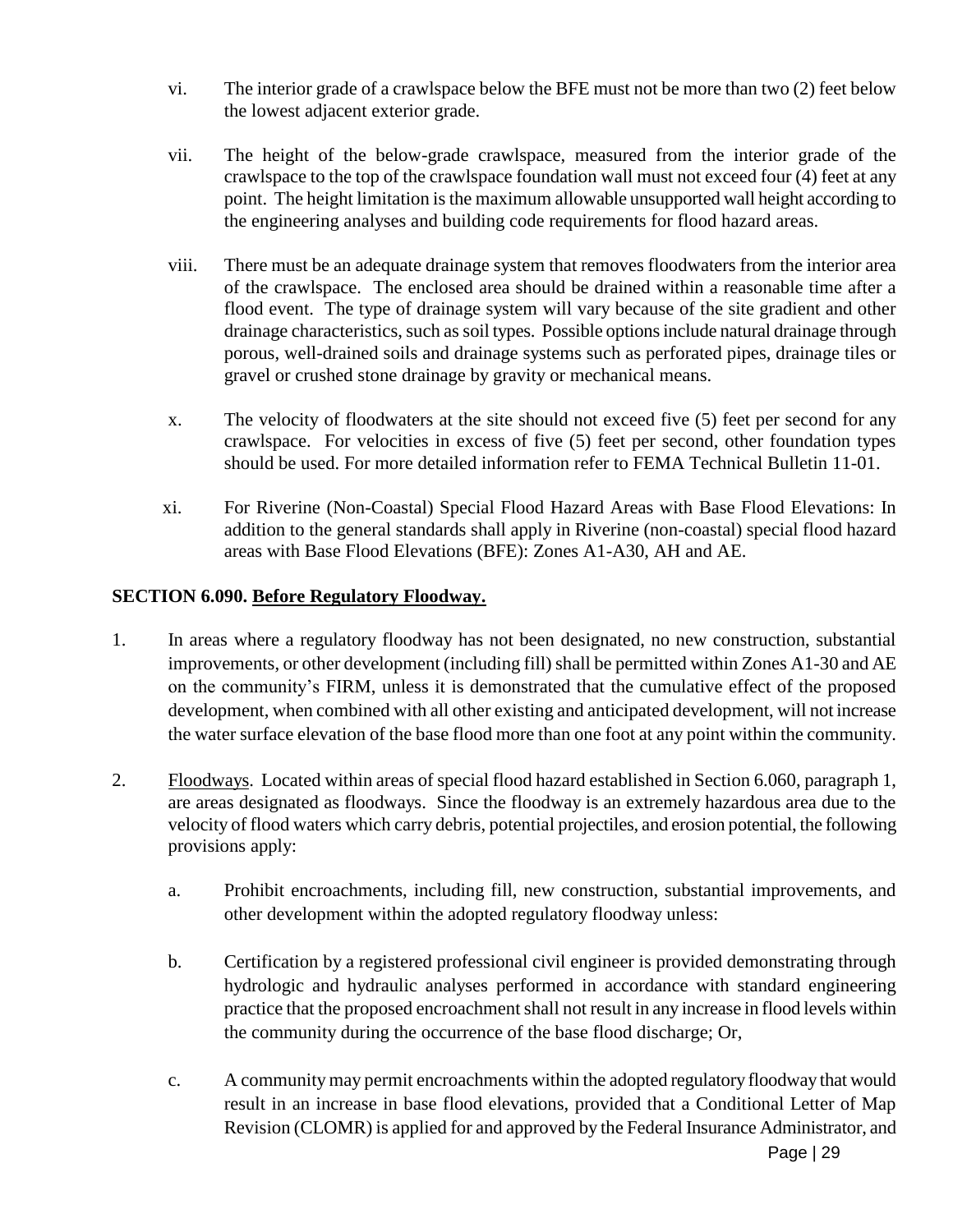vi. The interior grade of a crawlspace below the BFE must not be more than two (2) feet below the lowest adjacent exterior grade.

vii. The height of the below-grade crawlspace, measured from the interior grade of the crawlspace to the top of the crawlspace foundation wall must not exceed four (4) feet at any point. The height limitation is the maximum allowable unsupported wall height according to the engineering analyses and building code requirements for flood hazard areas.

viii. There must be an adequate drainage system that removes floodwaters from the interior area of the crawlspace. The enclosed area should be drained within a reasonable time after a flood event. The type of drainage system will vary because of the site gradient and other drainage characteristics, such as soil types. Possible options include natural drainage through porous, well-drained soils and drainage systems such as perforated pipes, drainage tiles or gravel or crushed stone drainage by gravity or mechanical means.

x. The velocity of floodwaters at the site should not exceed five (5) feet per second for any crawlspace. For velocities in excess of five (5) feet per second, other foundation types should be used. For more detailed information refer to FEMA Technical Bulletin 11-01.

xi. For Riverine (Non-Coastal) Special Flood Hazard Areas with Base Flood Elevations: In addition to the general standards shall apply in Riverine (non-coastal) special flood hazard areas with Base Flood Elevations (BFE): Zones A1-A30, AH and AE.

**SECTION 6.090. Before Regulatory Floodway.**

1. In areas where a regulatory floodway has not been designated, no new construction, substantial improvements, or other development (including fill) shall be permitted within Zones A1-30 and AE on the community's FIRM, unless it is demonstrated that the cumulative effect of the proposed development, when combined with all other existing and anticipated development, will not increase the water surface elevation of the base flood more than one foot at any point within the community.

2. Floodways. Located within areas of special flood hazard established in Section 6.060, paragraph 1, are areas designated as floodways. Since the floodway is an extremely hazardous area due to the velocity of flood waters which carry debris, potential projectiles, and erosion potential, the following provisions apply:

   a. Prohibit encroachments, including fill, new construction, substantial improvements, and other development within the adopted regulatory floodway unless:

   b. Certification by a registered professional civil engineer is provided demonstrating through hydrologic and hydraulic analyses performed in accordance with standard engineering practice that the proposed encroachment shall not result in any increase in flood levels within the community during the occurrence of the base flood discharge; Or,

   c. A community may permit encroachments within the adopted regulatory floodway that would result in an increase in base flood elevations, provided that a Conditional Letter of Map Revision (CLOMR) is applied for and approved by the Federal Insurance Administrator, and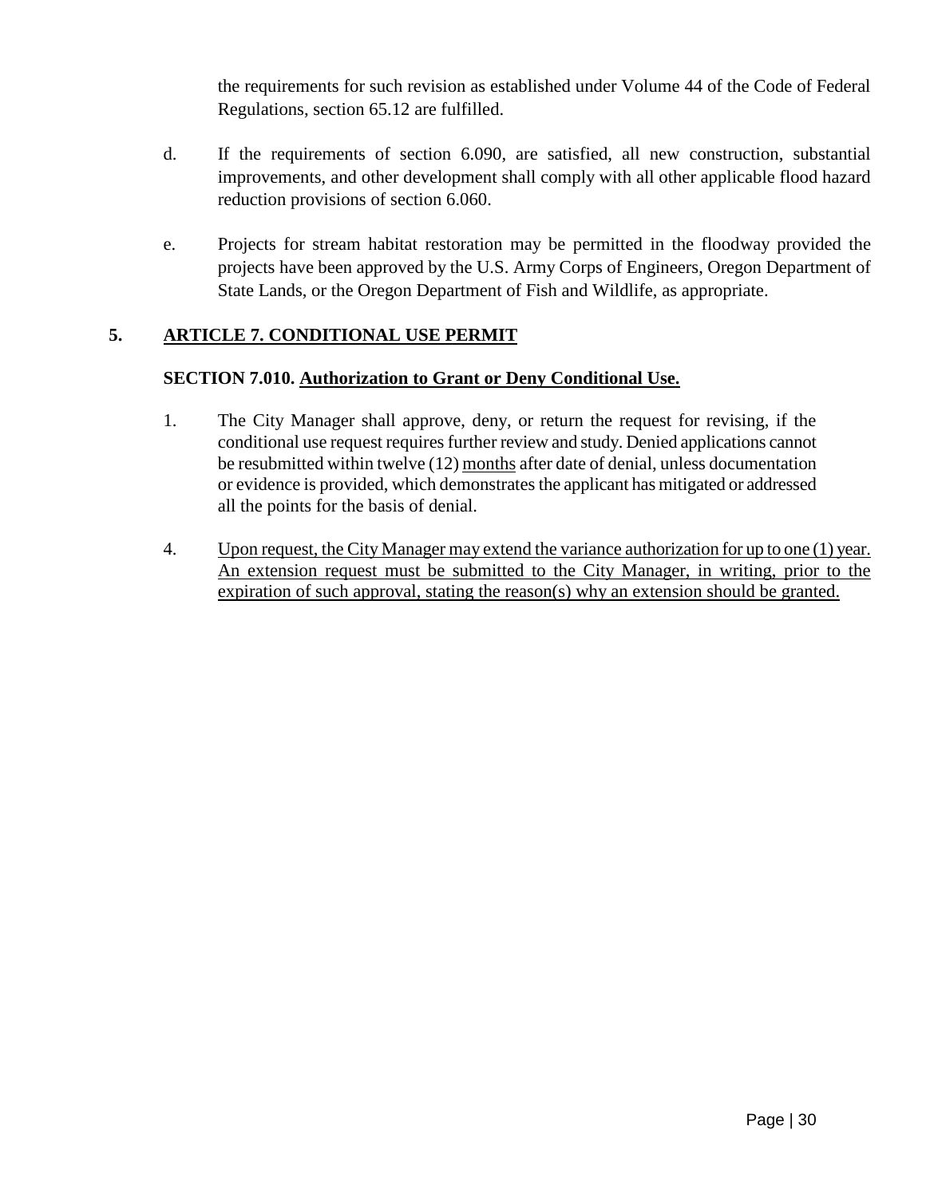the requirements for such revision as established under Volume 44 of the Code of Federal Regulations, section 65.12 are fulfilled.

d. If the requirements of section 6.090, are satisfied, all new construction, substantial improvements, and other development shall comply with all other applicable flood hazard reduction provisions of section 6.060.

e. Projects for stream habitat restoration may be permitted in the floodway provided the projects have been approved by the U.S. Army Corps of Engineers, Oregon Department of State Lands, or the Oregon Department of Fish and Wildlife, as appropriate.

**5. <u>ARTICLE 7. CONDITIONAL USE PERMIT</u>**

**SECTION 7.010. <u>Authorization to Grant or Deny Conditional Use.</u>**

1. The City Manager shall approve, deny, or return the request for revising, if the conditional use request requires further review and study. Denied applications cannot be resubmitted within twelve (12) <u>months</u> after date of denial, unless documentation or evidence is provided, which demonstrates the applicant has mitigated or addressed all the points for the basis of denial.

4. <u>Upon request, the City Manager may extend the variance authorization for up to one (1) year. An extension request must be submitted to the City Manager, in writing, prior to the expiration of such approval, stating the reason(s) why an extension should be granted.</u>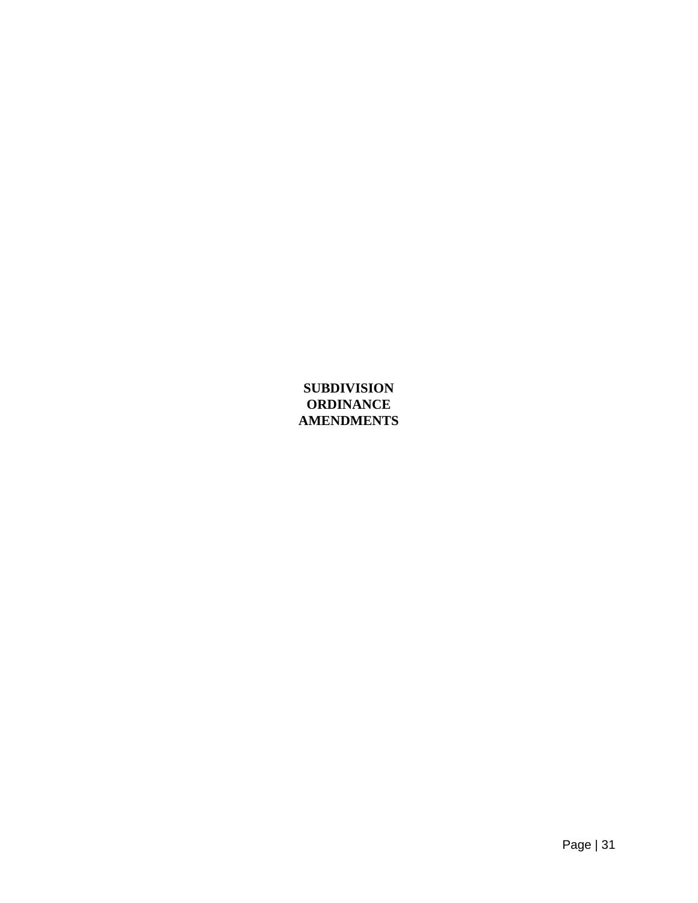# SUBDIVISION ORDINANCE AMENDMENTS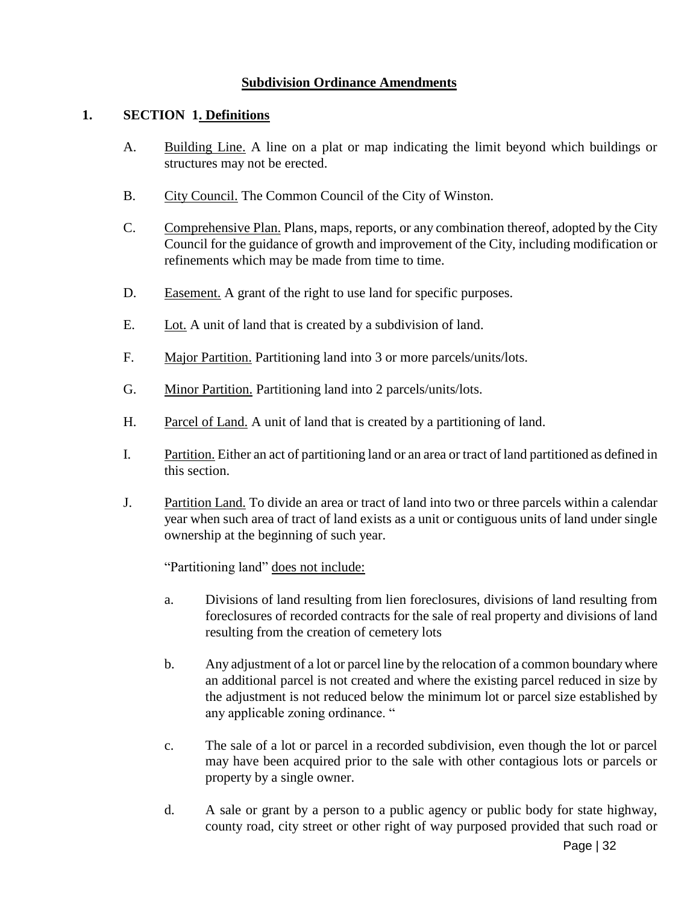## Subdivision Ordinance Amendments

### 1. SECTION 1. Definitions

A. Building Line. A line on a plat or map indicating the limit beyond which buildings or structures may not be erected.

B. City Council. The Common Council of the City of Winston.

C. Comprehensive Plan. Plans, maps, reports, or any combination thereof, adopted by the City Council for the guidance of growth and improvement of the City, including modification or refinements which may be made from time to time.

D. Easement. A grant of the right to use land for specific purposes.

E. Lot. A unit of land that is created by a subdivision of land.

F. Major Partition. Partitioning land into 3 or more parcels/units/lots.

G. Minor Partition. Partitioning land into 2 parcels/units/lots.

H. Parcel of Land. A unit of land that is created by a partitioning of land.

I. Partition. Either an act of partitioning land or an area or tract of land partitioned as defined in this section.

J. Partition Land. To divide an area or tract of land into two or three parcels within a calendar year when such area of tract of land exists as a unit or contiguous units of land under single ownership at the beginning of such year.

"Partitioning land" does not include:

a. Divisions of land resulting from lien foreclosures, divisions of land resulting from foreclosures of recorded contracts for the sale of real property and divisions of land resulting from the creation of cemetery lots

b. Any adjustment of a lot or parcel line by the relocation of a common boundary where an additional parcel is not created and where the existing parcel reduced in size by the adjustment is not reduced below the minimum lot or parcel size established by any applicable zoning ordinance. "

c. The sale of a lot or parcel in a recorded subdivision, even though the lot or parcel may have been acquired prior to the sale with other contagious lots or parcels or property by a single owner.

d. A sale or grant by a person to a public agency or public body for state highway, county road, city street or other right of way purposed provided that such road or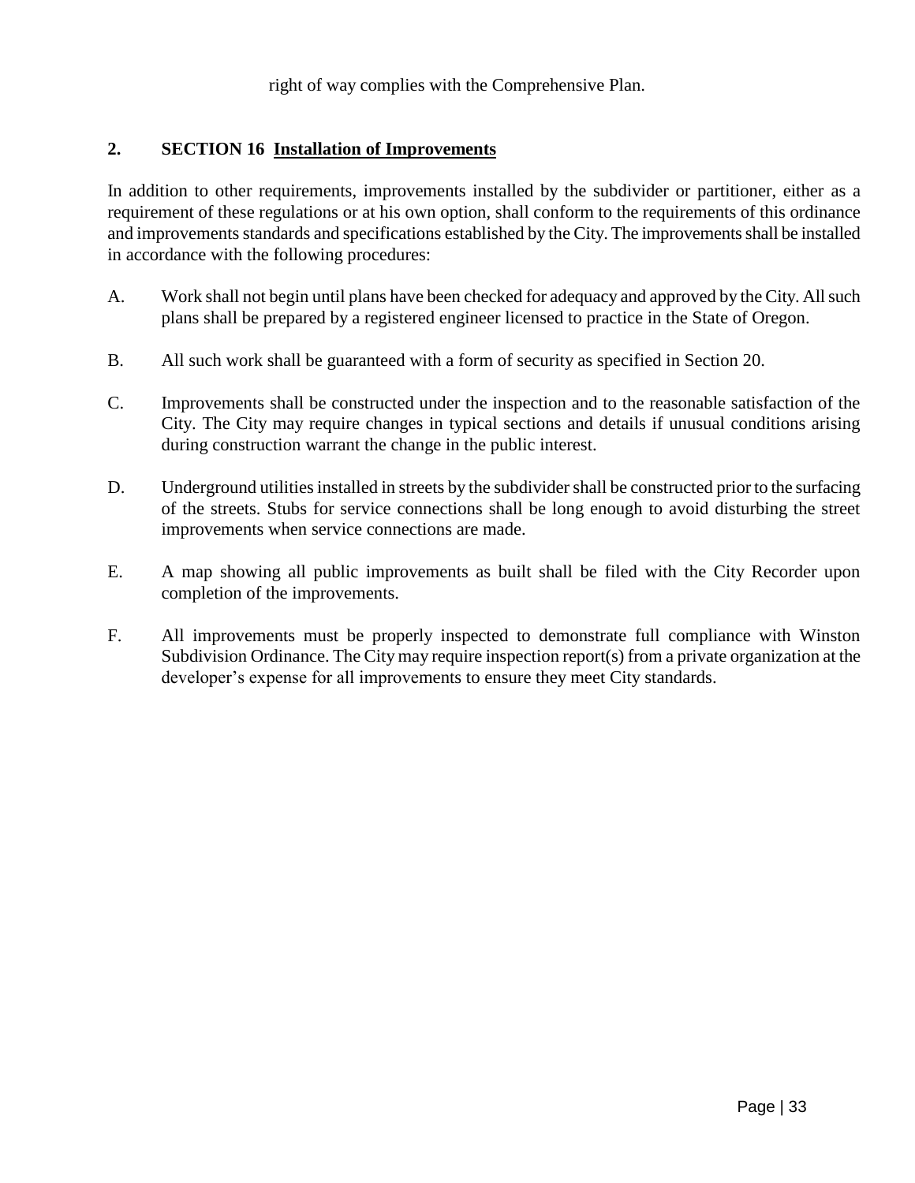right of way complies with the Comprehensive Plan.

## 2. SECTION 16 Installation of Improvements

In addition to other requirements, improvements installed by the subdivider or partitioner, either as a requirement of these regulations or at his own option, shall conform to the requirements of this ordinance and improvements standards and specifications established by the City. The improvements shall be installed in accordance with the following procedures:

A. Work shall not begin until plans have been checked for adequacy and approved by the City. All such plans shall be prepared by a registered engineer licensed to practice in the State of Oregon.

B. All such work shall be guaranteed with a form of security as specified in Section 20.

C. Improvements shall be constructed under the inspection and to the reasonable satisfaction of the City. The City may require changes in typical sections and details if unusual conditions arising during construction warrant the change in the public interest.

D. Underground utilities installed in streets by the subdivider shall be constructed prior to the surfacing of the streets. Stubs for service connections shall be long enough to avoid disturbing the street improvements when service connections are made.

E. A map showing all public improvements as built shall be filed with the City Recorder upon completion of the improvements.

F. All improvements must be properly inspected to demonstrate full compliance with Winston Subdivision Ordinance. The City may require inspection report(s) from a private organization at the developer's expense for all improvements to ensure they meet City standards.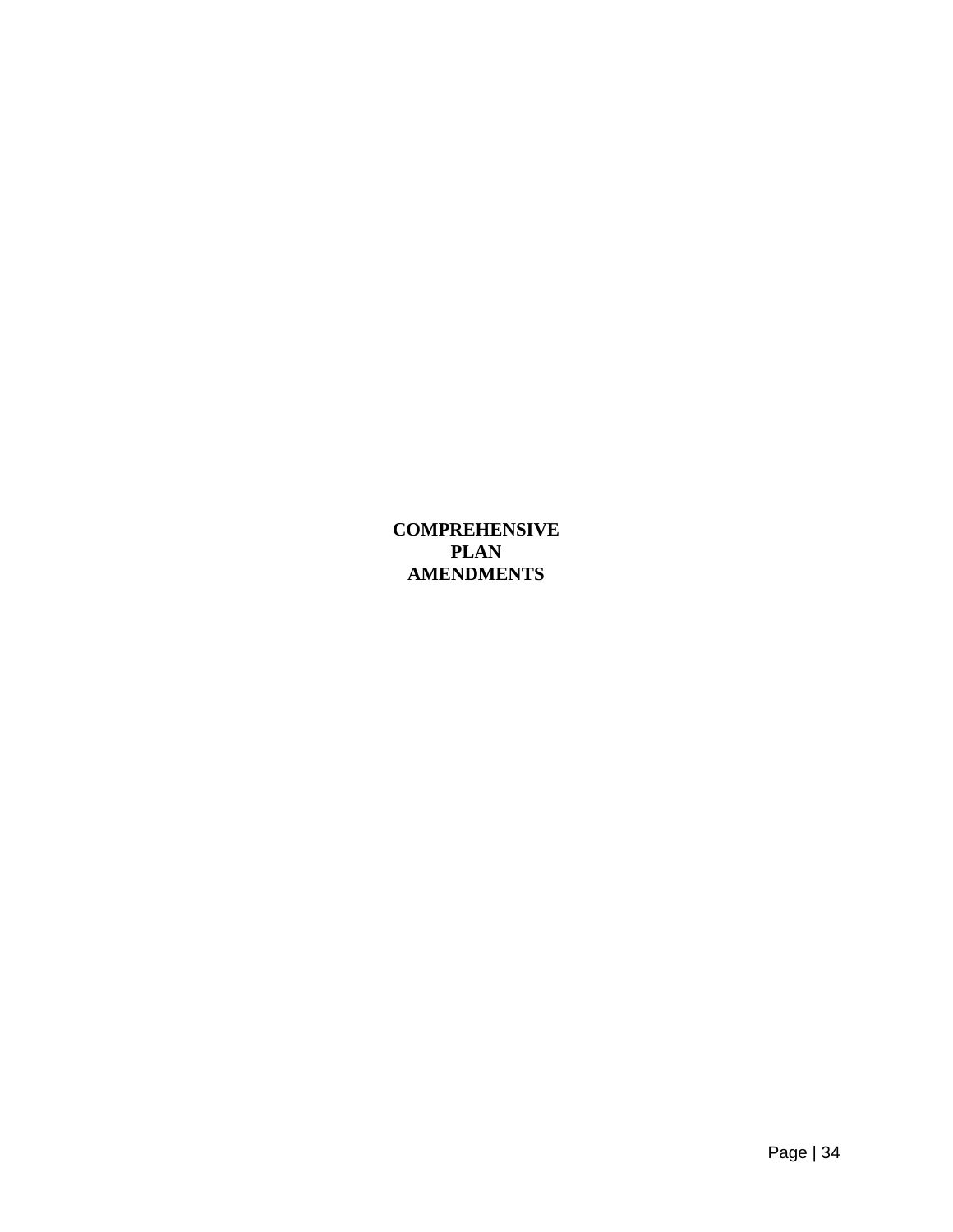# COMPREHENSIVE PLAN AMENDMENTS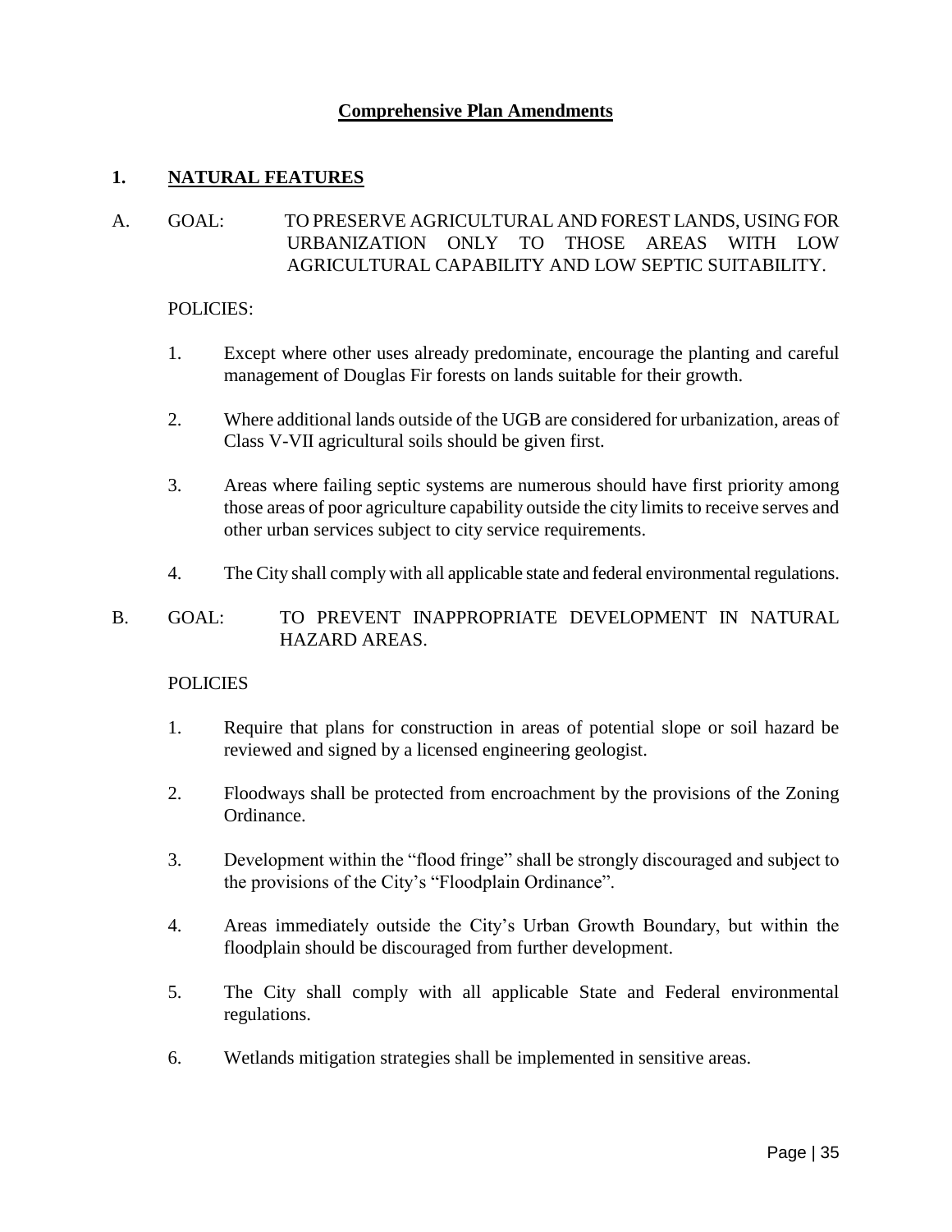# Comprehensive Plan Amendments

## 1. NATURAL FEATURES

A. GOAL: TO PRESERVE AGRICULTURAL AND FOREST LANDS, USING FOR URBANIZATION ONLY TO THOSE AREAS WITH LOW AGRICULTURAL CAPABILITY AND LOW SEPTIC SUITABILITY.

POLICIES:

1. Except where other uses already predominate, encourage the planting and careful management of Douglas Fir forests on lands suitable for their growth.
2. Where additional lands outside of the UGB are considered for urbanization, areas of Class V-VII agricultural soils should be given first.
3. Areas where failing septic systems are numerous should have first priority among those areas of poor agriculture capability outside the city limits to receive serves and other urban services subject to city service requirements.
4. The City shall comply with all applicable state and federal environmental regulations.

B. GOAL: TO PREVENT INAPPROPRIATE DEVELOPMENT IN NATURAL HAZARD AREAS.

POLICIES

1. Require that plans for construction in areas of potential slope or soil hazard be reviewed and signed by a licensed engineering geologist.
2. Floodways shall be protected from encroachment by the provisions of the Zoning Ordinance.
3. Development within the "flood fringe" shall be strongly discouraged and subject to the provisions of the City's "Floodplain Ordinance".
4. Areas immediately outside the City's Urban Growth Boundary, but within the floodplain should be discouraged from further development.
5. The City shall comply with all applicable State and Federal environmental regulations.
6. Wetlands mitigation strategies shall be implemented in sensitive areas.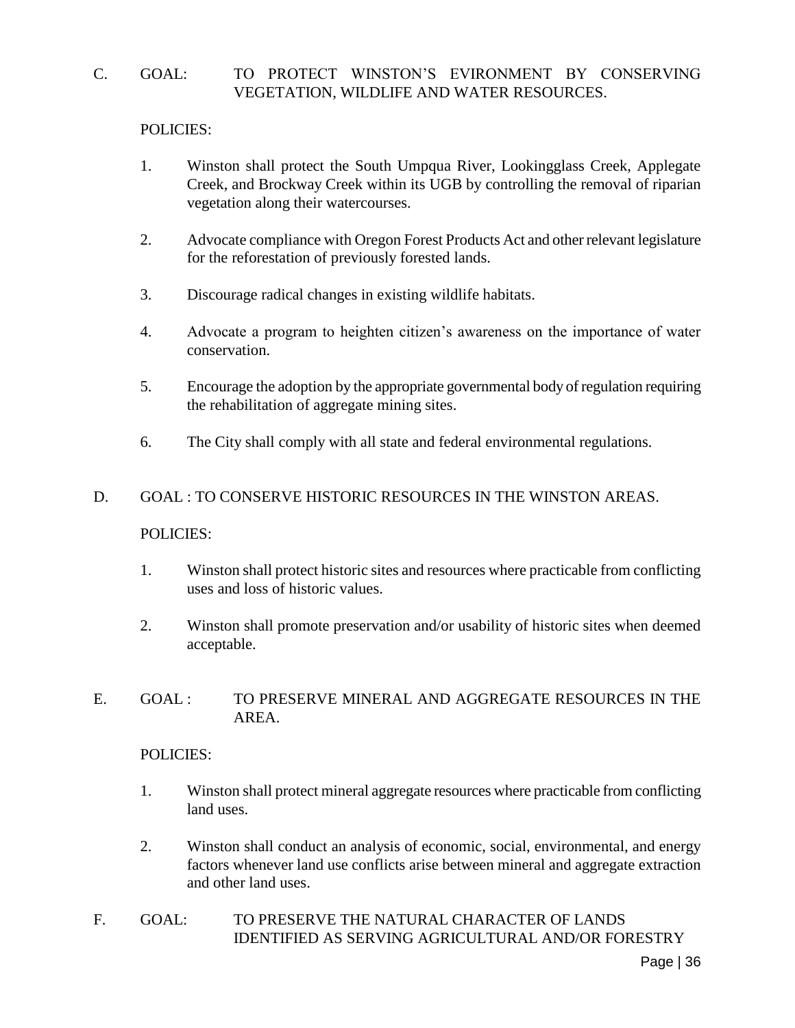C. GOAL: TO PROTECT WINSTON'S EVIRONMENT BY CONSERVING VEGETATION, WILDLIFE AND WATER RESOURCES.

POLICIES:

1. Winston shall protect the South Umpqua River, Lookingglass Creek, Applegate Creek, and Brockway Creek within its UGB by controlling the removal of riparian vegetation along their watercourses.

2. Advocate compliance with Oregon Forest Products Act and other relevant legislature for the reforestation of previously forested lands.

3. Discourage radical changes in existing wildlife habitats.

4. Advocate a program to heighten citizen's awareness on the importance of water conservation.

5. Encourage the adoption by the appropriate governmental body of regulation requiring the rehabilitation of aggregate mining sites.

6. The City shall comply with all state and federal environmental regulations.

D. GOAL : TO CONSERVE HISTORIC RESOURCES IN THE WINSTON AREAS.

POLICIES:

1. Winston shall protect historic sites and resources where practicable from conflicting uses and loss of historic values.

2. Winston shall promote preservation and/or usability of historic sites when deemed acceptable.

E. GOAL : TO PRESERVE MINERAL AND AGGREGATE RESOURCES IN THE AREA.

POLICIES:

1. Winston shall protect mineral aggregate resources where practicable from conflicting land uses.

2. Winston shall conduct an analysis of economic, social, environmental, and energy factors whenever land use conflicts arise between mineral and aggregate extraction and other land uses.

F. GOAL: TO PRESERVE THE NATURAL CHARACTER OF LANDS IDENTIFIED AS SERVING AGRICULTURAL AND/OR FORESTRY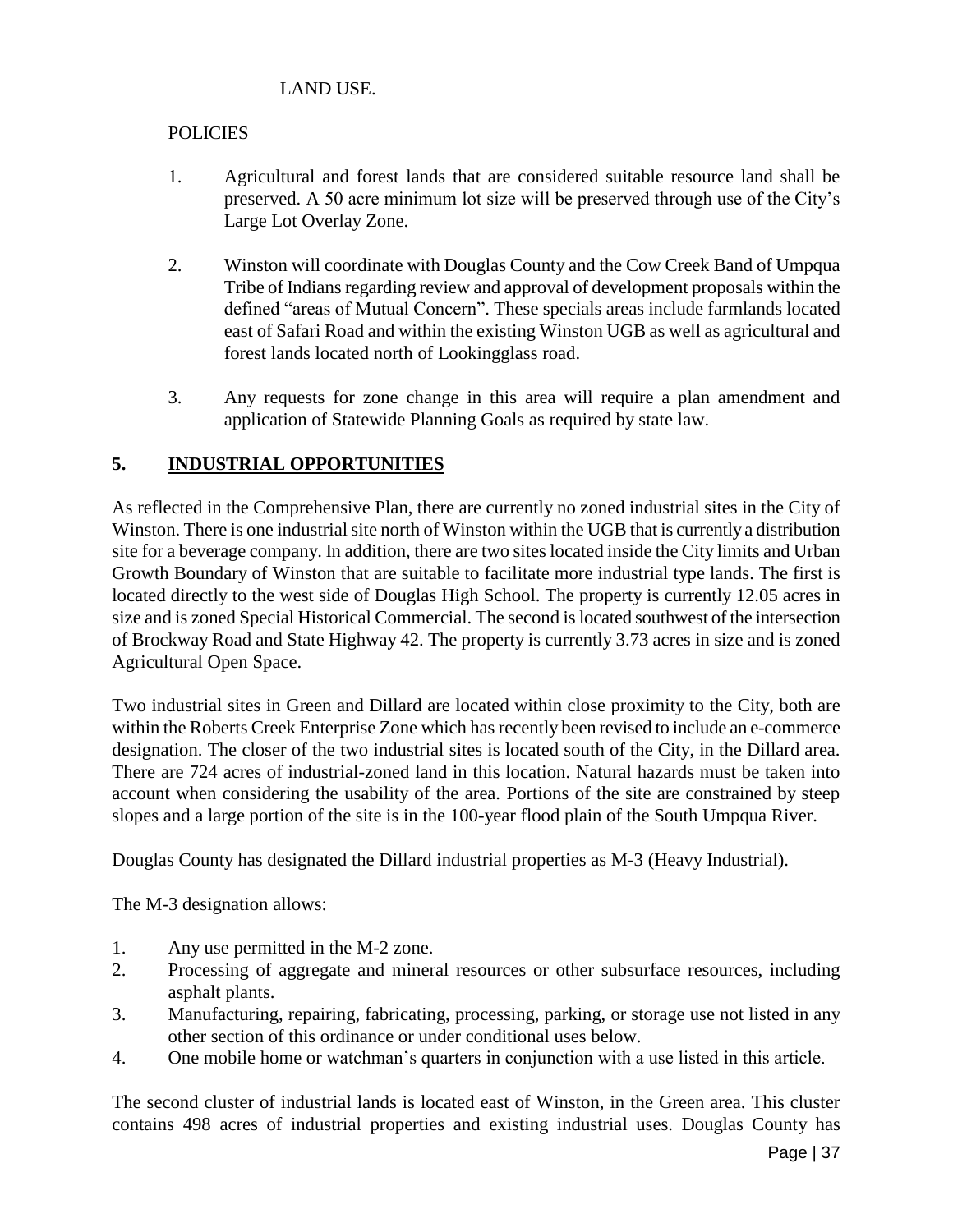LAND USE.

POLICIES

1. Agricultural and forest lands that are considered suitable resource land shall be preserved. A 50 acre minimum lot size will be preserved through use of the City's Large Lot Overlay Zone.

2. Winston will coordinate with Douglas County and the Cow Creek Band of Umpqua Tribe of Indians regarding review and approval of development proposals within the defined "areas of Mutual Concern". These specials areas include farmlands located east of Safari Road and within the existing Winston UGB as well as agricultural and forest lands located north of Lookingglass road.

3. Any requests for zone change in this area will require a plan amendment and application of Statewide Planning Goals as required by state law.

## 5. INDUSTRIAL OPPORTUNITIES

As reflected in the Comprehensive Plan, there are currently no zoned industrial sites in the City of Winston. There is one industrial site north of Winston within the UGB that is currently a distribution site for a beverage company. In addition, there are two sites located inside the City limits and Urban Growth Boundary of Winston that are suitable to facilitate more industrial type lands. The first is located directly to the west side of Douglas High School. The property is currently 12.05 acres in size and is zoned Special Historical Commercial. The second is located southwest of the intersection of Brockway Road and State Highway 42. The property is currently 3.73 acres in size and is zoned Agricultural Open Space.

Two industrial sites in Green and Dillard are located within close proximity to the City, both are within the Roberts Creek Enterprise Zone which has recently been revised to include an e-commerce designation. The closer of the two industrial sites is located south of the City, in the Dillard area. There are 724 acres of industrial-zoned land in this location. Natural hazards must be taken into account when considering the usability of the area. Portions of the site are constrained by steep slopes and a large portion of the site is in the 100-year flood plain of the South Umpqua River.

Douglas County has designated the Dillard industrial properties as M-3 (Heavy Industrial).

The M-3 designation allows:

1. Any use permitted in the M-2 zone.
2. Processing of aggregate and mineral resources or other subsurface resources, including asphalt plants.
3. Manufacturing, repairing, fabricating, processing, parking, or storage use not listed in any other section of this ordinance or under conditional uses below.
4. One mobile home or watchman's quarters in conjunction with a use listed in this article.

The second cluster of industrial lands is located east of Winston, in the Green area. This cluster contains 498 acres of industrial properties and existing industrial uses. Douglas County has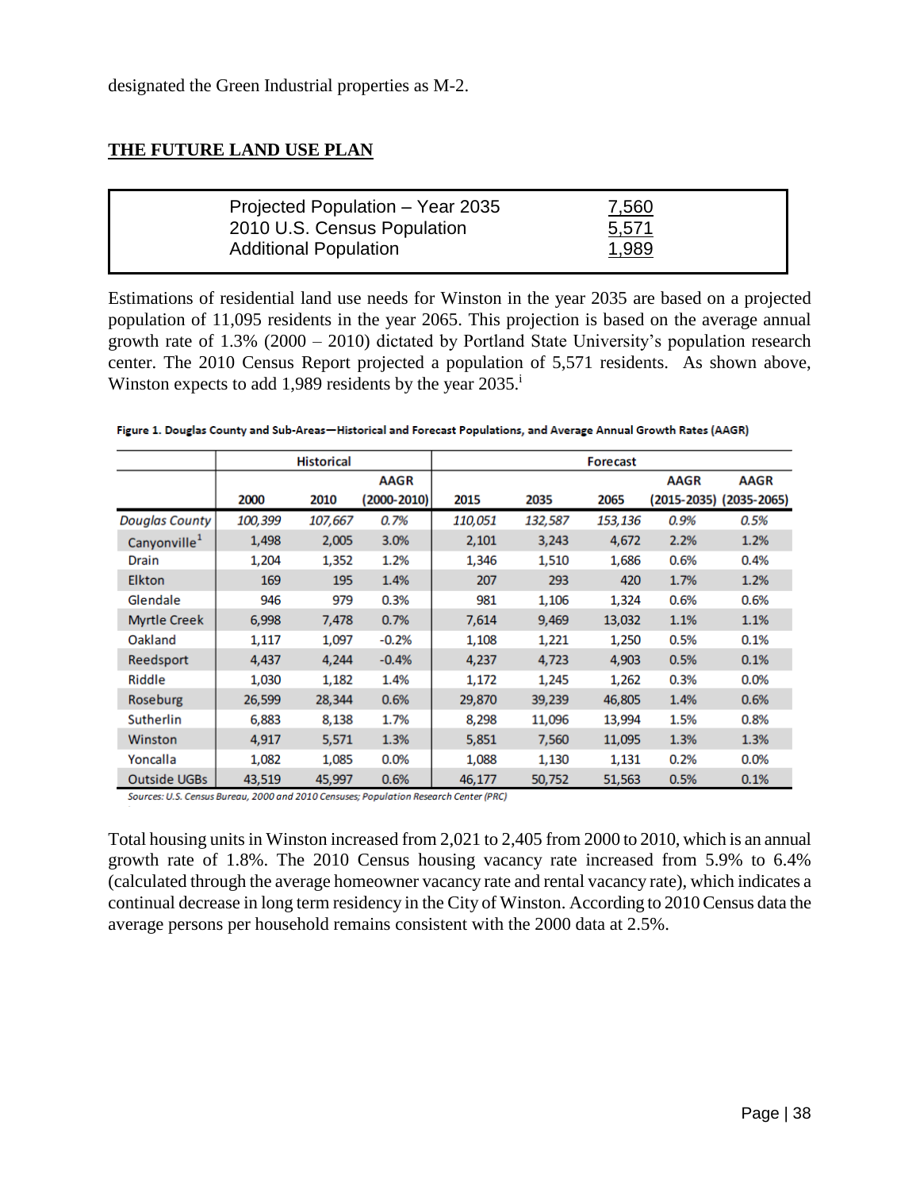designated the Green Industrial properties as M-2.

## THE FUTURE LAND USE PLAN

| | |
|---|---|
| Projected Population – Year 2035 | 7,560 |
| 2010 U.S. Census Population | 5,571 |
| Additional Population | 1,989 |

Estimations of residential land use needs for Winston in the year 2035 are based on a projected population of 11,095 residents in the year 2065. This projection is based on the average annual growth rate of 1.3% (2000 – 2010) dictated by Portland State University's population research center. The 2010 Census Report projected a population of 5,571 residents. As shown above, Winston expects to add 1,989 residents by the year 2035.[i]

**Figure 1. Douglas County and Sub-Areas—Historical and Forecast Populations, and Average Annual Growth Rates (AAGR)**

| | Historical | | | Forecast | | | | |
|---|---|---|---|---|---|---|---|---|
| | 2000 | 2010 | AAGR (2000-2010) | 2015 | 2035 | 2065 | AAGR (2015-2035) | AAGR (2035-2065) |
| *Douglas County* | *100,399* | *107,667* | *0.7%* | *110,051* | *132,587* | *153,136* | *0.9%* | *0.5%* |
| Canyonville[1] | 1,498 | 2,005 | 3.0% | 2,101 | 3,243 | 4,672 | 2.2% | 1.2% |
| Drain | 1,204 | 1,352 | 1.2% | 1,346 | 1,510 | 1,686 | 0.6% | 0.4% |
| Elkton | 169 | 195 | 1.4% | 207 | 293 | 420 | 1.7% | 1.2% |
| Glendale | 946 | 979 | 0.3% | 981 | 1,106 | 1,324 | 0.6% | 0.6% |
| Myrtle Creek | 6,998 | 7,478 | 0.7% | 7,614 | 9,469 | 13,032 | 1.1% | 1.1% |
| Oakland | 1,117 | 1,097 | -0.2% | 1,108 | 1,221 | 1,250 | 0.5% | 0.1% |
| Reedsport | 4,437 | 4,244 | -0.4% | 4,237 | 4,723 | 4,903 | 0.5% | 0.1% |
| Riddle | 1,030 | 1,182 | 1.4% | 1,172 | 1,245 | 1,262 | 0.3% | 0.0% |
| Roseburg | 26,599 | 28,344 | 0.6% | 29,870 | 39,239 | 46,805 | 1.4% | 0.6% |
| Sutherlin | 6,883 | 8,138 | 1.7% | 8,298 | 11,096 | 13,994 | 1.5% | 0.8% |
| Winston | 4,917 | 5,571 | 1.3% | 5,851 | 7,560 | 11,095 | 1.3% | 1.3% |
| Yoncalla | 1,082 | 1,085 | 0.0% | 1,088 | 1,130 | 1,131 | 0.2% | 0.0% |
| Outside UGBs | 43,519 | 45,997 | 0.6% | 46,177 | 50,752 | 51,563 | 0.5% | 0.1% |

*Sources: U.S. Census Bureau, 2000 and 2010 Censuses; Population Research Center (PRC)*

Total housing units in Winston increased from 2,021 to 2,405 from 2000 to 2010, which is an annual growth rate of 1.8%. The 2010 Census housing vacancy rate increased from 5.9% to 6.4% (calculated through the average homeowner vacancy rate and rental vacancy rate), which indicates a continual decrease in long term residency in the City of Winston. According to 2010 Census data the average persons per household remains consistent with the 2000 data at 2.5%.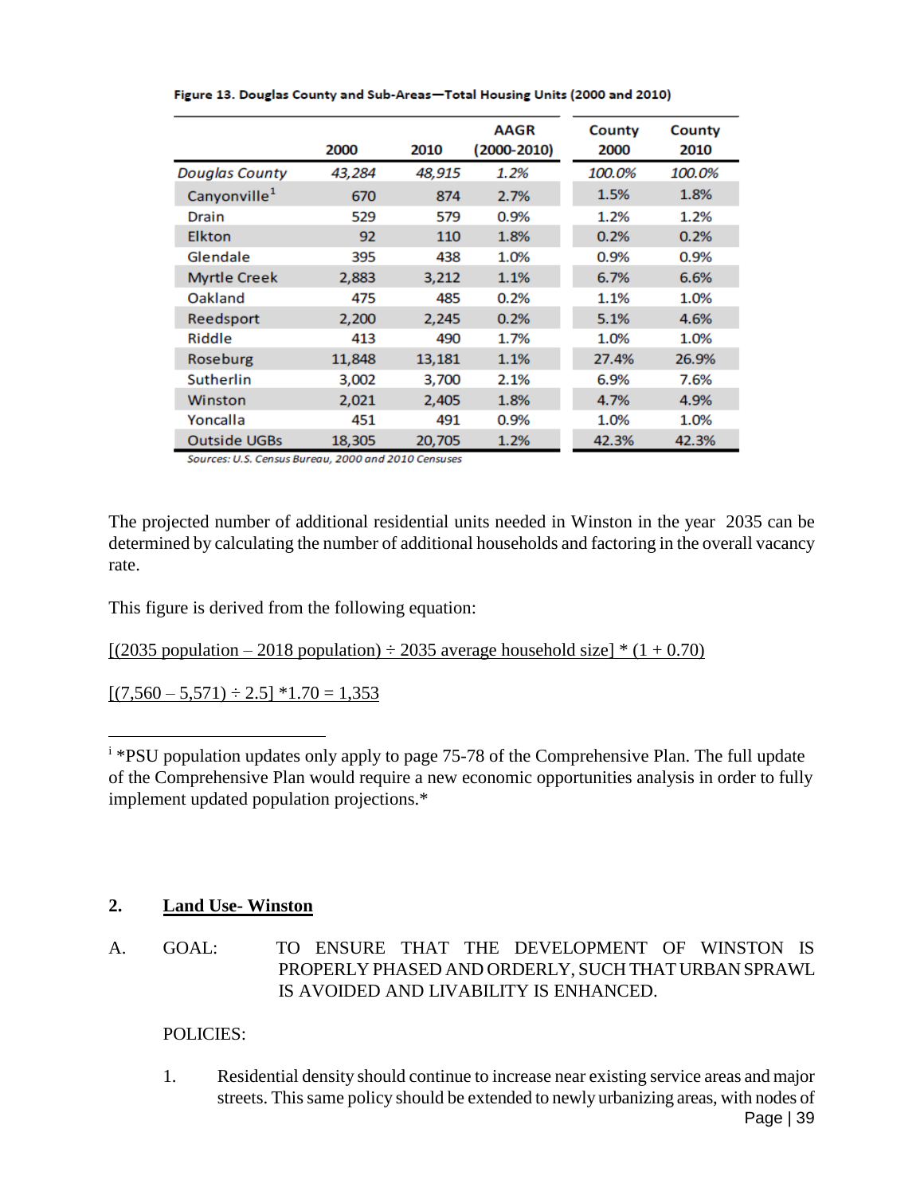**Figure 13. Douglas County and Sub-Areas—Total Housing Units (2000 and 2010)**

| | 2000 | 2010 | AAGR (2000-2010) | County 2000 | County 2010 |
|---|---|---|---|---|---|
| *Douglas County* | *43,284* | *48,915* | *1.2%* | *100.0%* | *100.0%* |
| Canyonville[1] | 670 | 874 | 2.7% | 1.5% | 1.8% |
| Drain | 529 | 579 | 0.9% | 1.2% | 1.2% |
| Elkton | 92 | 110 | 1.8% | 0.2% | 0.2% |
| Glendale | 395 | 438 | 1.0% | 0.9% | 0.9% |
| Myrtle Creek | 2,883 | 3,212 | 1.1% | 6.7% | 6.6% |
| Oakland | 475 | 485 | 0.2% | 1.1% | 1.0% |
| Reedsport | 2,200 | 2,245 | 0.2% | 5.1% | 4.6% |
| Riddle | 413 | 490 | 1.7% | 1.0% | 1.0% |
| Roseburg | 11,848 | 13,181 | 1.1% | 27.4% | 26.9% |
| Sutherlin | 3,002 | 3,700 | 2.1% | 6.9% | 7.6% |
| Winston | 2,021 | 2,405 | 1.8% | 4.7% | 4.9% |
| Yoncalla | 451 | 491 | 0.9% | 1.0% | 1.0% |
| Outside UGBs | 18,305 | 20,705 | 1.2% | 42.3% | 42.3% |

*Sources: U.S. Census Bureau, 2000 and 2010 Censuses*

The projected number of additional residential units needed in Winston in the year 2035 can be determined by calculating the number of additional households and factoring in the overall vacancy rate.

This figure is derived from the following equation:

$[(2035 \text{ population} - 2018 \text{ population}) \div 2035 \text{ average household size}] * (1 + 0.70)$

$[(7{,}560 - 5{,}571) \div 2.5] * 1.70 = 1{,}353$

---

[i] *PSU population updates only apply to page 75-78 of the Comprehensive Plan. The full update of the Comprehensive Plan would require a new economic opportunities analysis in order to fully implement updated population projections.*

## 2. Land Use- Winston

A. GOAL: TO ENSURE THAT THE DEVELOPMENT OF WINSTON IS PROPERLY PHASED AND ORDERLY, SUCH THAT URBAN SPRAWL IS AVOIDED AND LIVABILITY IS ENHANCED.

POLICIES:

1. Residential density should continue to increase near existing service areas and major streets. This same policy should be extended to newly urbanizing areas, with nodes of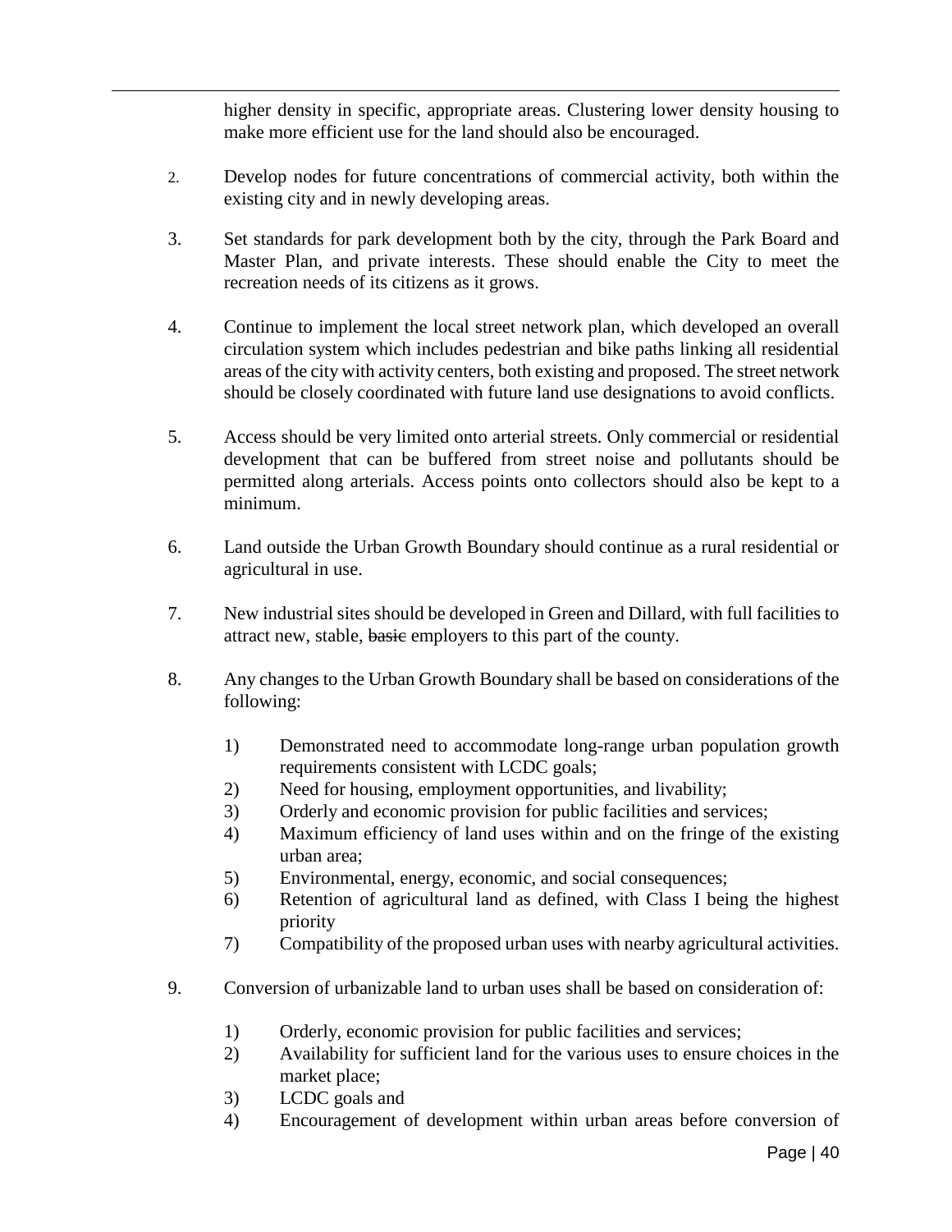higher density in specific, appropriate areas. Clustering lower density housing to make more efficient use for the land should also be encouraged.

2. Develop nodes for future concentrations of commercial activity, both within the existing city and in newly developing areas.

3. Set standards for park development both by the city, through the Park Board and Master Plan, and private interests. These should enable the City to meet the recreation needs of its citizens as it grows.

4. Continue to implement the local street network plan, which developed an overall circulation system which includes pedestrian and bike paths linking all residential areas of the city with activity centers, both existing and proposed. The street network should be closely coordinated with future land use designations to avoid conflicts.

5. Access should be very limited onto arterial streets. Only commercial or residential development that can be buffered from street noise and pollutants should be permitted along arterials. Access points onto collectors should also be kept to a minimum.

6. Land outside the Urban Growth Boundary should continue as a rural residential or agricultural in use.

7. New industrial sites should be developed in Green and Dillard, with full facilities to attract new, stable, ~~basic~~ employers to this part of the county.

8. Any changes to the Urban Growth Boundary shall be based on considerations of the following:

   1) Demonstrated need to accommodate long-range urban population growth requirements consistent with LCDC goals;
   2) Need for housing, employment opportunities, and livability;
   3) Orderly and economic provision for public facilities and services;
   4) Maximum efficiency of land uses within and on the fringe of the existing urban area;
   5) Environmental, energy, economic, and social consequences;
   6) Retention of agricultural land as defined, with Class I being the highest priority
   7) Compatibility of the proposed urban uses with nearby agricultural activities.

9. Conversion of urbanizable land to urban uses shall be based on consideration of:

   1) Orderly, economic provision for public facilities and services;
   2) Availability for sufficient land for the various uses to ensure choices in the market place;
   3) LCDC goals and
   4) Encouragement of development within urban areas before conversion of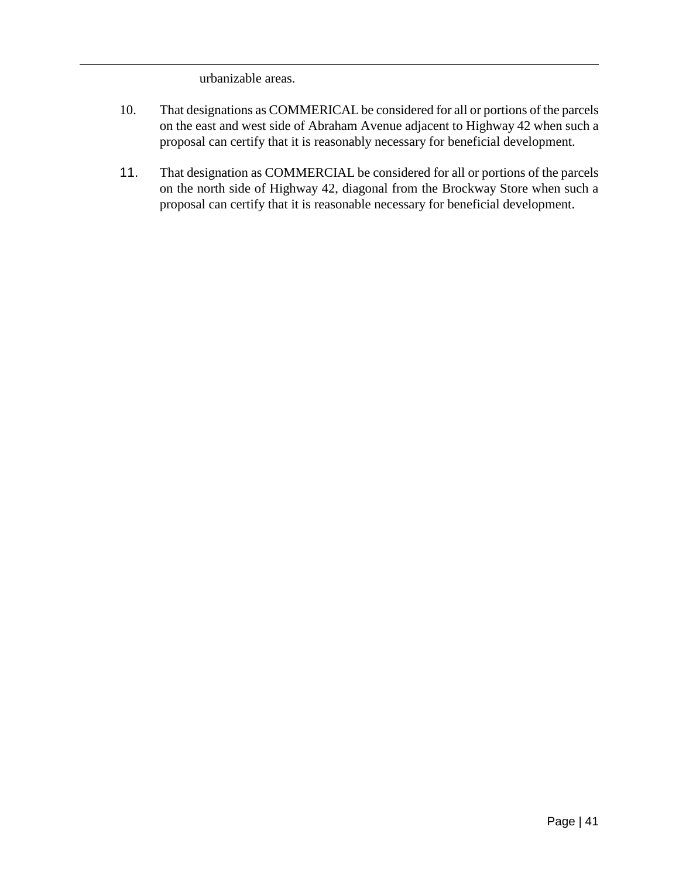urbanizable areas.

10. That designations as COMMERICAL be considered for all or portions of the parcels on the east and west side of Abraham Avenue adjacent to Highway 42 when such a proposal can certify that it is reasonably necessary for beneficial development.

11. That designation as COMMERCIAL be considered for all or portions of the parcels on the north side of Highway 42, diagonal from the Brockway Store when such a proposal can certify that it is reasonable necessary for beneficial development.